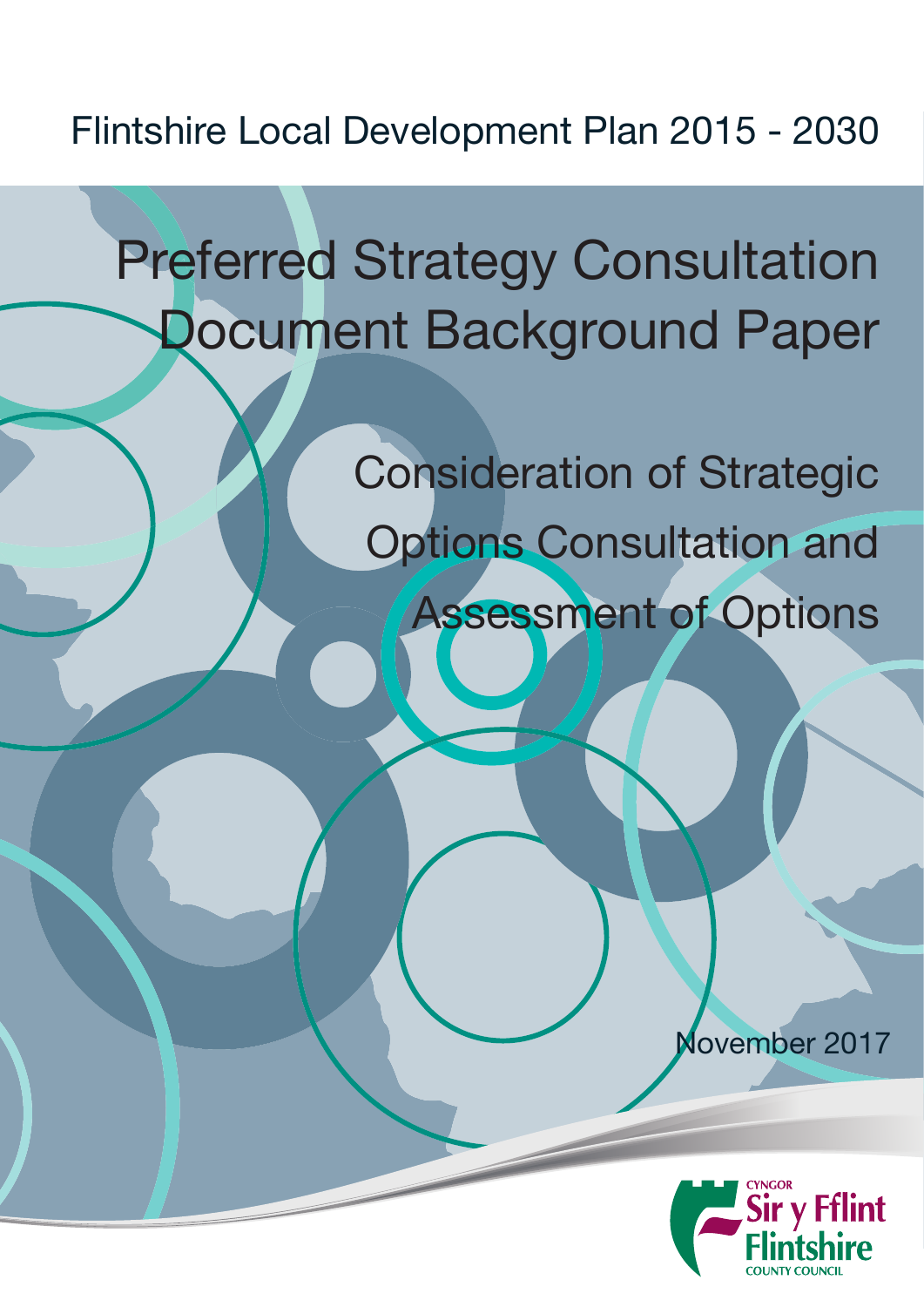Flintshire Local Development Plan 2015 - 2030

# Preferred Strategy Consultation Document Background Paper

## Consideration of Strategic Options Consultation and Assessment of Options

November 2017

CYNGOR
Sir y Fflint
Flintshire
COUNTY COUNCIL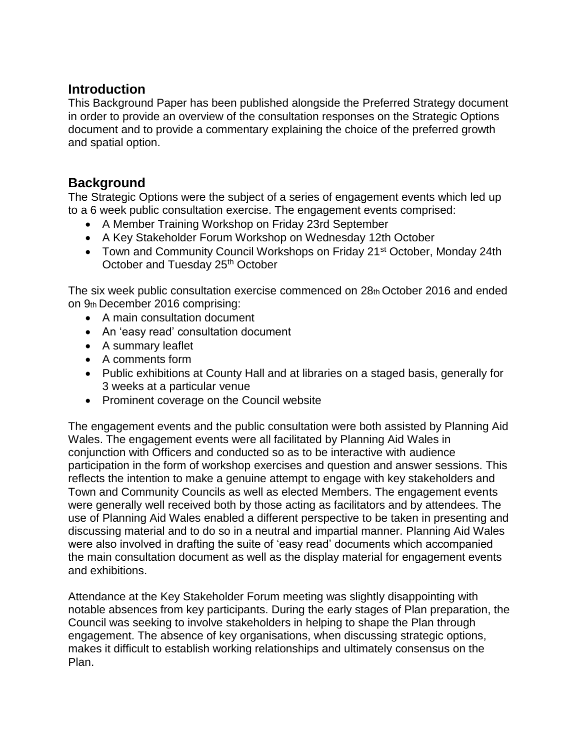## Introduction

This Background Paper has been published alongside the Preferred Strategy document in order to provide an overview of the consultation responses on the Strategic Options document and to provide a commentary explaining the choice of the preferred growth and spatial option.

## Background

The Strategic Options were the subject of a series of engagement events which led up to a 6 week public consultation exercise. The engagement events comprised:

- A Member Training Workshop on Friday 23rd September
- A Key Stakeholder Forum Workshop on Wednesday 12th October
- Town and Community Council Workshops on Friday 21st October, Monday 24th October and Tuesday 25th October

The six week public consultation exercise commenced on 28th October 2016 and ended on 9th December 2016 comprising:

- A main consultation document
- An 'easy read' consultation document
- A summary leaflet
- A comments form
- Public exhibitions at County Hall and at libraries on a staged basis, generally for 3 weeks at a particular venue
- Prominent coverage on the Council website

The engagement events and the public consultation were both assisted by Planning Aid Wales. The engagement events were all facilitated by Planning Aid Wales in conjunction with Officers and conducted so as to be interactive with audience participation in the form of workshop exercises and question and answer sessions. This reflects the intention to make a genuine attempt to engage with key stakeholders and Town and Community Councils as well as elected Members. The engagement events were generally well received both by those acting as facilitators and by attendees. The use of Planning Aid Wales enabled a different perspective to be taken in presenting and discussing material and to do so in a neutral and impartial manner. Planning Aid Wales were also involved in drafting the suite of 'easy read' documents which accompanied the main consultation document as well as the display material for engagement events and exhibitions.

Attendance at the Key Stakeholder Forum meeting was slightly disappointing with notable absences from key participants. During the early stages of Plan preparation, the Council was seeking to involve stakeholders in helping to shape the Plan through engagement. The absence of key organisations, when discussing strategic options, makes it difficult to establish working relationships and ultimately consensus on the Plan.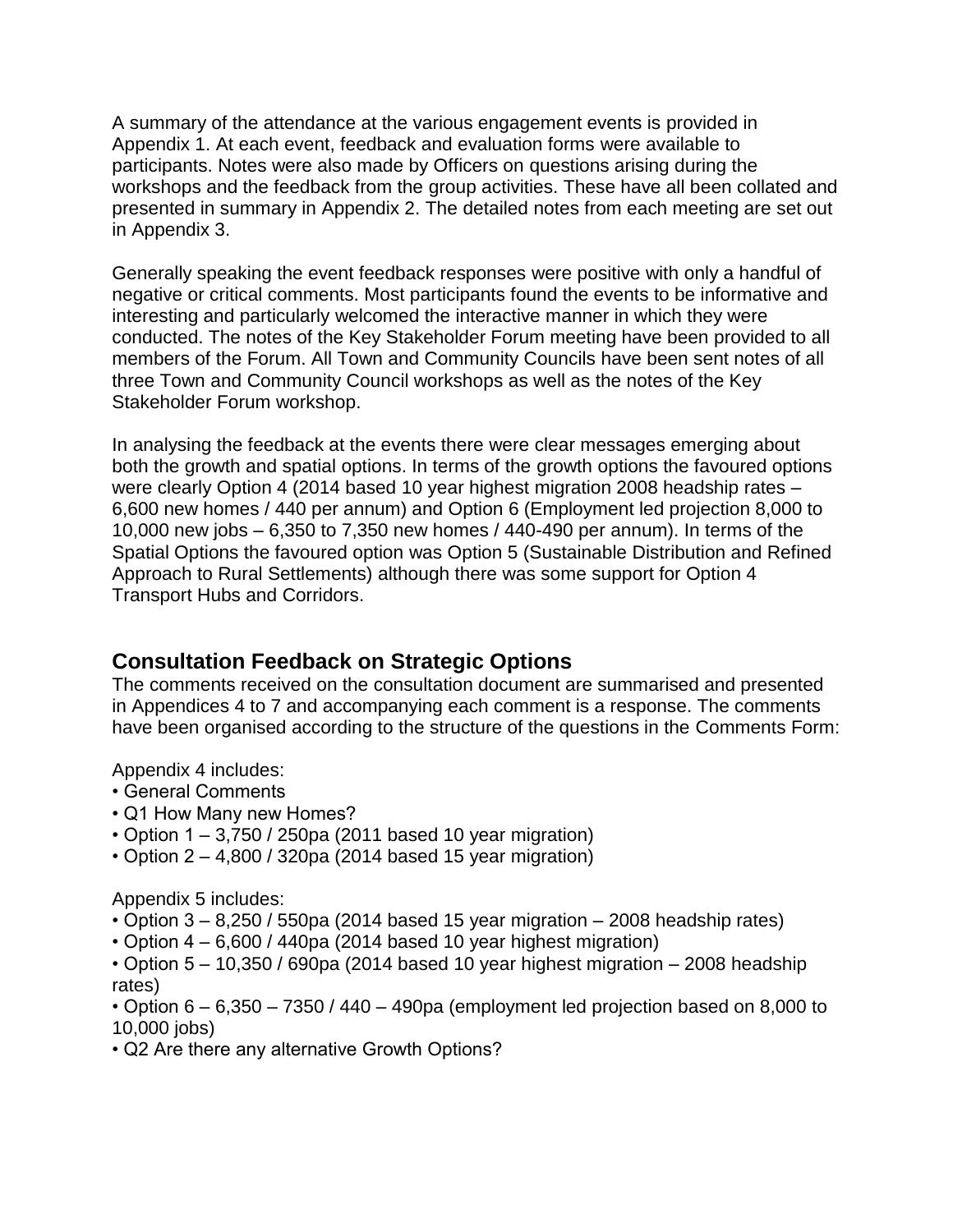A summary of the attendance at the various engagement events is provided in Appendix 1. At each event, feedback and evaluation forms were available to participants. Notes were also made by Officers on questions arising during the workshops and the feedback from the group activities. These have all been collated and presented in summary in Appendix 2. The detailed notes from each meeting are set out in Appendix 3.

Generally speaking the event feedback responses were positive with only a handful of negative or critical comments. Most participants found the events to be informative and interesting and particularly welcomed the interactive manner in which they were conducted. The notes of the Key Stakeholder Forum meeting have been provided to all members of the Forum. All Town and Community Councils have been sent notes of all three Town and Community Council workshops as well as the notes of the Key Stakeholder Forum workshop.

In analysing the feedback at the events there were clear messages emerging about both the growth and spatial options. In terms of the growth options the favoured options were clearly Option 4 (2014 based 10 year highest migration 2008 headship rates – 6,600 new homes / 440 per annum) and Option 6 (Employment led projection 8,000 to 10,000 new jobs – 6,350 to 7,350 new homes / 440-490 per annum). In terms of the Spatial Options the favoured option was Option 5 (Sustainable Distribution and Refined Approach to Rural Settlements) although there was some support for Option 4 Transport Hubs and Corridors.

## Consultation Feedback on Strategic Options

The comments received on the consultation document are summarised and presented in Appendices 4 to 7 and accompanying each comment is a response. The comments have been organised according to the structure of the questions in the Comments Form:

Appendix 4 includes:

- General Comments
- Q1 How Many new Homes?
- Option 1 – 3,750 / 250pa (2011 based 10 year migration)
- Option 2 – 4,800 / 320pa (2014 based 15 year migration)

Appendix 5 includes:

- Option 3 – 8,250 / 550pa (2014 based 15 year migration – 2008 headship rates)
- Option 4 – 6,600 / 440pa (2014 based 10 year highest migration)
- Option 5 – 10,350 / 690pa (2014 based 10 year highest migration – 2008 headship rates)
- Option 6 – 6,350 – 7350 / 440 – 490pa (employment led projection based on 8,000 to 10,000 jobs)
- Q2 Are there any alternative Growth Options?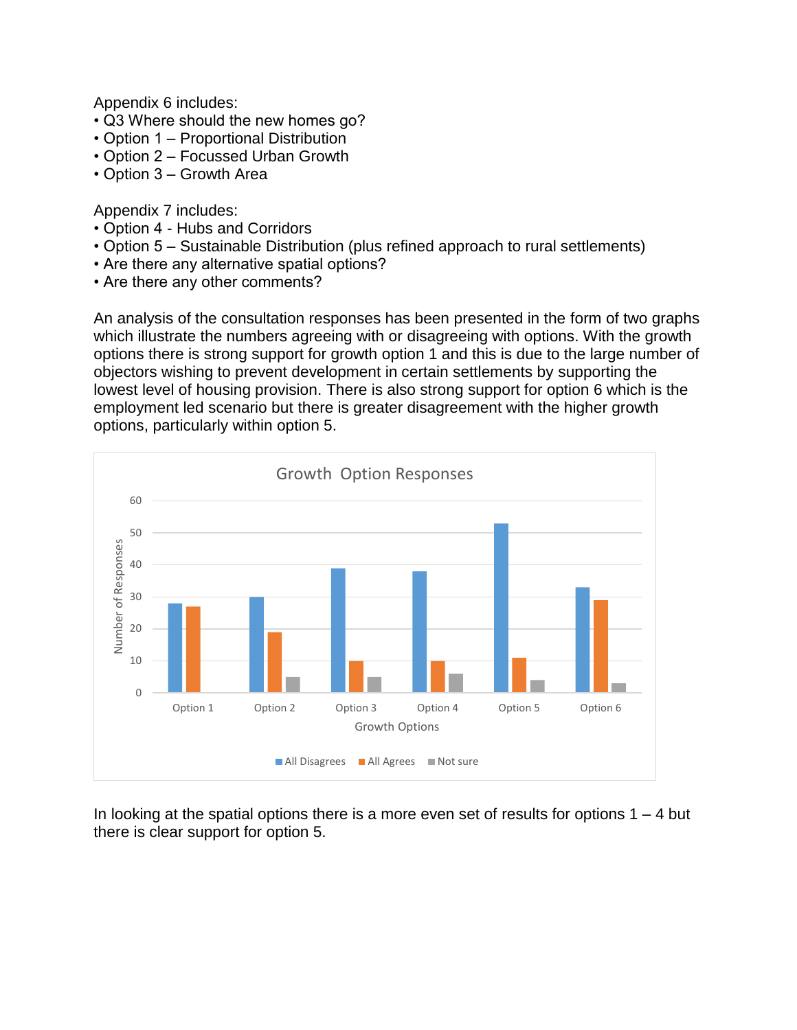Appendix 6 includes:

- Q3 Where should the new homes go?
- Option 1 – Proportional Distribution
- Option 2 – Focussed Urban Growth
- Option 3 – Growth Area

Appendix 7 includes:

- Option 4 - Hubs and Corridors
- Option 5 – Sustainable Distribution (plus refined approach to rural settlements)
- Are there any alternative spatial options?
- Are there any other comments?

An analysis of the consultation responses has been presented in the form of two graphs which illustrate the numbers agreeing with or disagreeing with options. With the growth options there is strong support for growth option 1 and this is due to the large number of objectors wishing to prevent development in certain settlements by supporting the lowest level of housing provision. There is also strong support for option 6 which is the employment led scenario but there is greater disagreement with the higher growth options, particularly within option 5.

**Growth Option Responses**

| Growth Options | All Disagrees | All Agrees | Not sure |
|---|---|---|---|
| Option 1 | 28 | 27 | 0 |
| Option 2 | 30 | 19 | 5 |
| Option 3 | 39 | 10 | 5 |
| Option 4 | 38 | 10 | 6 |
| Option 5 | 53 | 11 | 4 |
| Option 6 | 33 | 29 | 3 |

In looking at the spatial options there is a more even set of results for options 1 – 4 but there is clear support for option 5.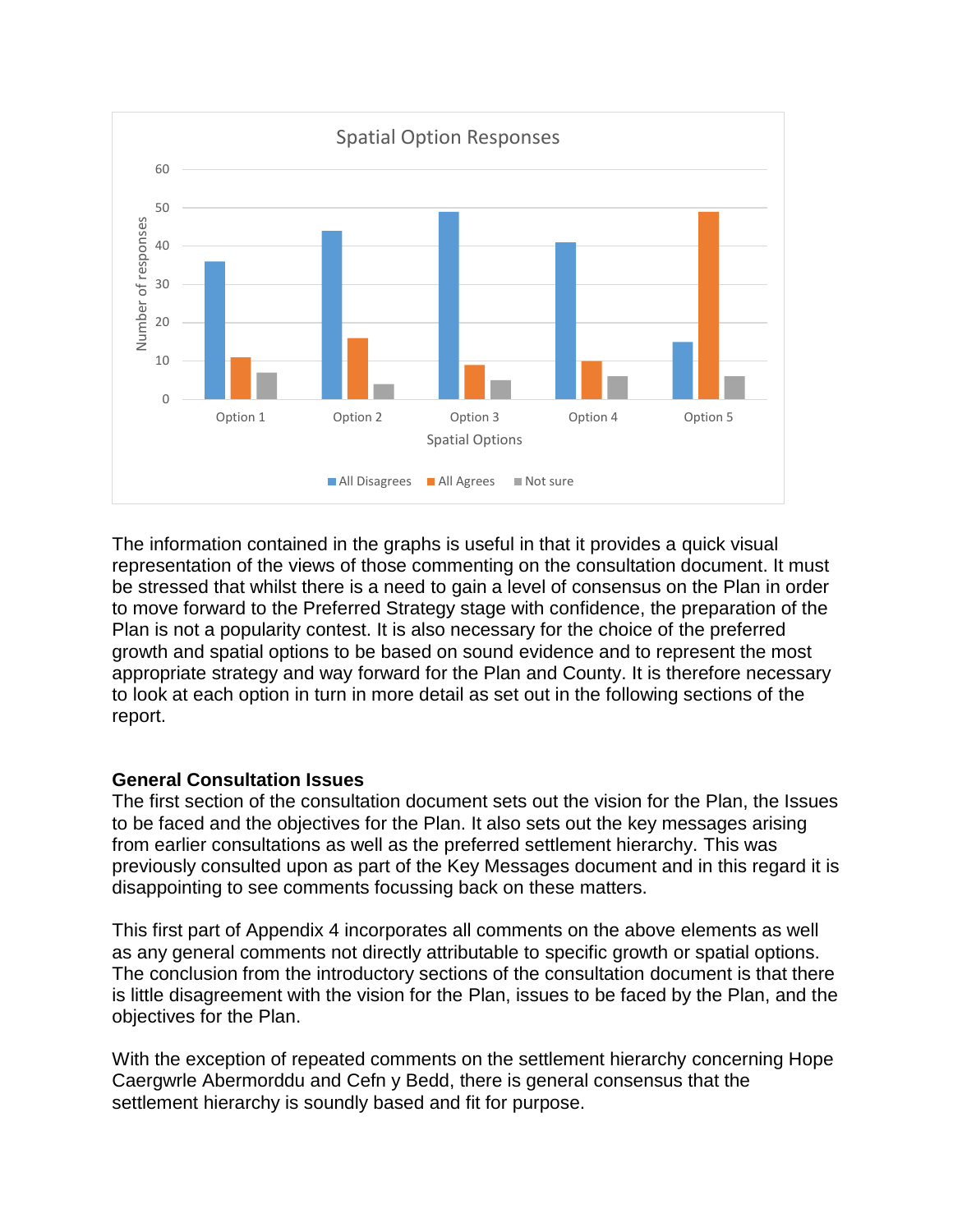The information contained in the graphs is useful in that it provides a quick visual representation of the views of those commenting on the consultation document. It must be stressed that whilst there is a need to gain a level of consensus on the Plan in order to move forward to the Preferred Strategy stage with confidence, the preparation of the Plan is not a popularity contest. It is also necessary for the choice of the preferred growth and spatial options to be based on sound evidence and to represent the most appropriate strategy and way forward for the Plan and County. It is therefore necessary to look at each option in turn in more detail as set out in the following sections of the report.

**General Consultation Issues**

The first section of the consultation document sets out the vision for the Plan, the Issues to be faced and the objectives for the Plan. It also sets out the key messages arising from earlier consultations as well as the preferred settlement hierarchy. This was previously consulted upon as part of the Key Messages document and in this regard it is disappointing to see comments focussing back on these matters.

This first part of Appendix 4 incorporates all comments on the above elements as well as any general comments not directly attributable to specific growth or spatial options. The conclusion from the introductory sections of the consultation document is that there is little disagreement with the vision for the Plan, issues to be faced by the Plan, and the objectives for the Plan.

With the exception of repeated comments on the settlement hierarchy concerning Hope Caergwrle Abermorddu and Cefn y Bedd, there is general consensus that the settlement hierarchy is soundly based and fit for purpose.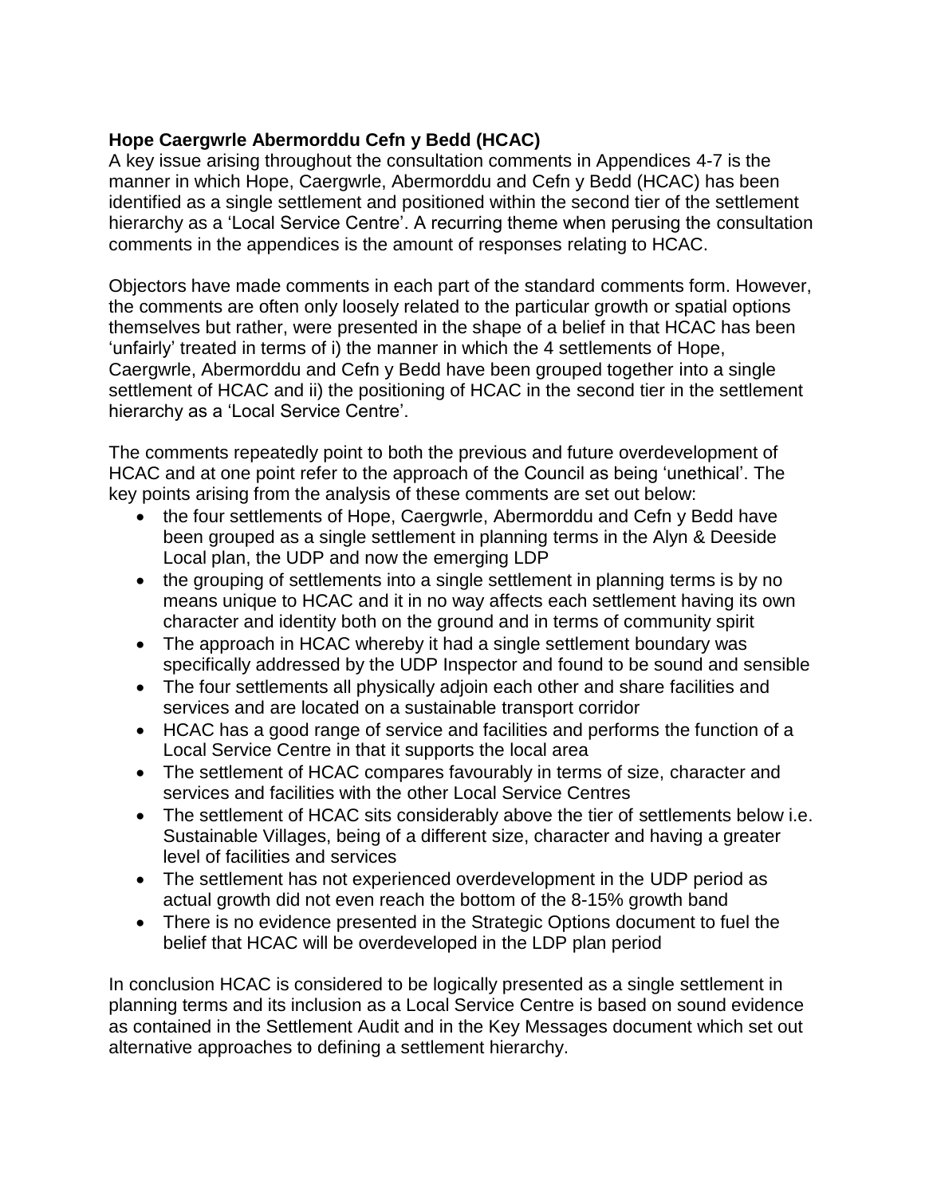**Hope Caergwrle Abermorddu Cefn y Bedd (HCAC)**

A key issue arising throughout the consultation comments in Appendices 4-7 is the manner in which Hope, Caergwrle, Abermorddu and Cefn y Bedd (HCAC) has been identified as a single settlement and positioned within the second tier of the settlement hierarchy as a 'Local Service Centre'. A recurring theme when perusing the consultation comments in the appendices is the amount of responses relating to HCAC.

Objectors have made comments in each part of the standard comments form. However, the comments are often only loosely related to the particular growth or spatial options themselves but rather, were presented in the shape of a belief in that HCAC has been 'unfairly' treated in terms of i) the manner in which the 4 settlements of Hope, Caergwrle, Abermorddu and Cefn y Bedd have been grouped together into a single settlement of HCAC and ii) the positioning of HCAC in the second tier in the settlement hierarchy as a 'Local Service Centre'.

The comments repeatedly point to both the previous and future overdevelopment of HCAC and at one point refer to the approach of the Council as being 'unethical'. The key points arising from the analysis of these comments are set out below:

- the four settlements of Hope, Caergwrle, Abermorddu and Cefn y Bedd have been grouped as a single settlement in planning terms in the Alyn & Deeside Local plan, the UDP and now the emerging LDP
- the grouping of settlements into a single settlement in planning terms is by no means unique to HCAC and it in no way affects each settlement having its own character and identity both on the ground and in terms of community spirit
- The approach in HCAC whereby it had a single settlement boundary was specifically addressed by the UDP Inspector and found to be sound and sensible
- The four settlements all physically adjoin each other and share facilities and services and are located on a sustainable transport corridor
- HCAC has a good range of service and facilities and performs the function of a Local Service Centre in that it supports the local area
- The settlement of HCAC compares favourably in terms of size, character and services and facilities with the other Local Service Centres
- The settlement of HCAC sits considerably above the tier of settlements below i.e. Sustainable Villages, being of a different size, character and having a greater level of facilities and services
- The settlement has not experienced overdevelopment in the UDP period as actual growth did not even reach the bottom of the 8-15% growth band
- There is no evidence presented in the Strategic Options document to fuel the belief that HCAC will be overdeveloped in the LDP plan period

In conclusion HCAC is considered to be logically presented as a single settlement in planning terms and its inclusion as a Local Service Centre is based on sound evidence as contained in the Settlement Audit and in the Key Messages document which set out alternative approaches to defining a settlement hierarchy.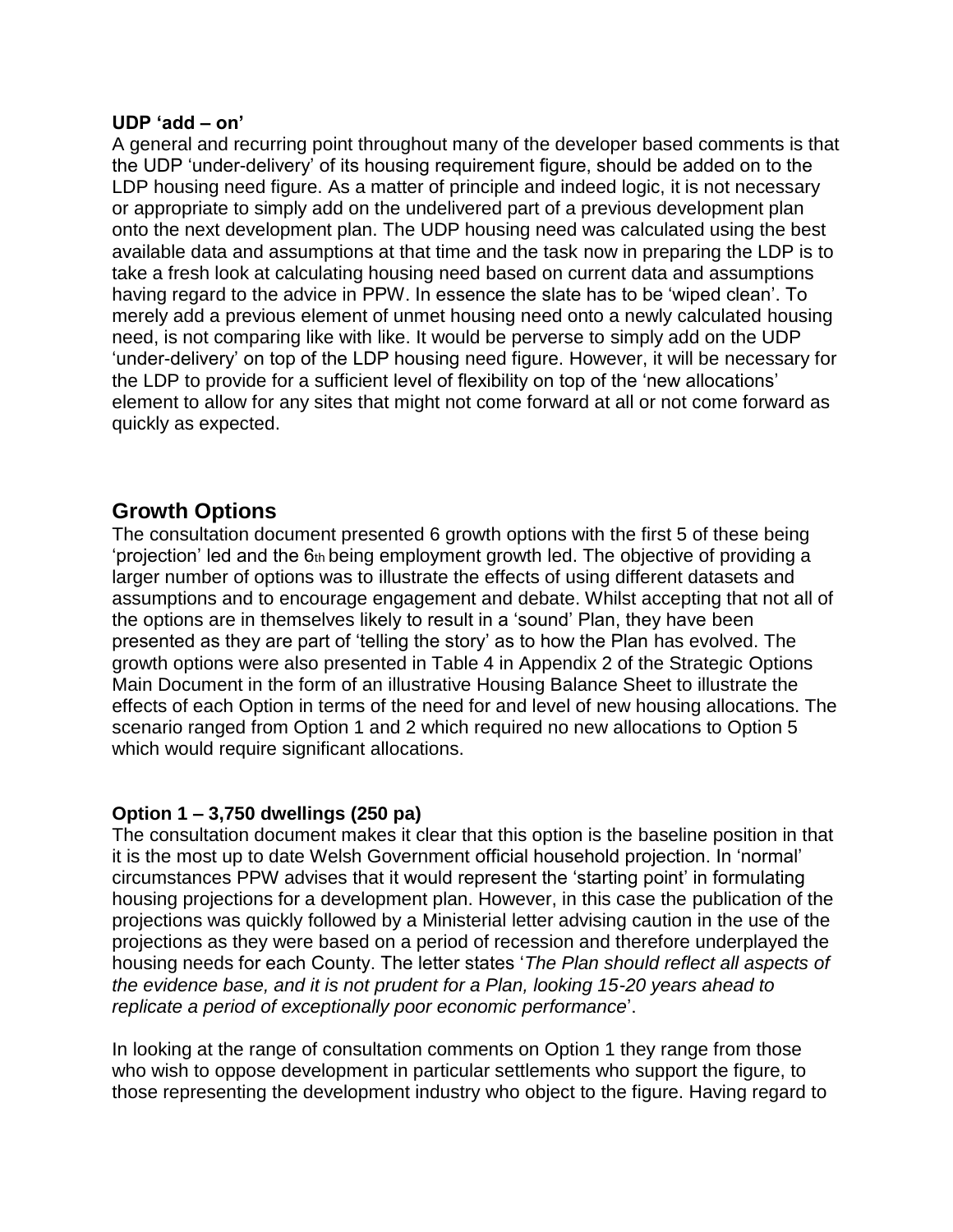**UDP 'add – on'**

A general and recurring point throughout many of the developer based comments is that the UDP 'under-delivery' of its housing requirement figure, should be added on to the LDP housing need figure. As a matter of principle and indeed logic, it is not necessary or appropriate to simply add on the undelivered part of a previous development plan onto the next development plan. The UDP housing need was calculated using the best available data and assumptions at that time and the task now in preparing the LDP is to take a fresh look at calculating housing need based on current data and assumptions having regard to the advice in PPW. In essence the slate has to be 'wiped clean'. To merely add a previous element of unmet housing need onto a newly calculated housing need, is not comparing like with like. It would be perverse to simply add on the UDP 'under-delivery' on top of the LDP housing need figure. However, it will be necessary for the LDP to provide for a sufficient level of flexibility on top of the 'new allocations' element to allow for any sites that might not come forward at all or not come forward as quickly as expected.

## Growth Options

The consultation document presented 6 growth options with the first 5 of these being 'projection' led and the 6th being employment growth led. The objective of providing a larger number of options was to illustrate the effects of using different datasets and assumptions and to encourage engagement and debate. Whilst accepting that not all of the options are in themselves likely to result in a 'sound' Plan, they have been presented as they are part of 'telling the story' as to how the Plan has evolved. The growth options were also presented in Table 4 in Appendix 2 of the Strategic Options Main Document in the form of an illustrative Housing Balance Sheet to illustrate the effects of each Option in terms of the need for and level of new housing allocations. The scenario ranged from Option 1 and 2 which required no new allocations to Option 5 which would require significant allocations.

**Option 1 – 3,750 dwellings (250 pa)**

The consultation document makes it clear that this option is the baseline position in that it is the most up to date Welsh Government official household projection. In 'normal' circumstances PPW advises that it would represent the 'starting point' in formulating housing projections for a development plan. However, in this case the publication of the projections was quickly followed by a Ministerial letter advising caution in the use of the projections as they were based on a period of recession and therefore underplayed the housing needs for each County. The letter states '*The Plan should reflect all aspects of the evidence base, and it is not prudent for a Plan, looking 15-20 years ahead to replicate a period of exceptionally poor economic performance*'.

In looking at the range of consultation comments on Option 1 they range from those who wish to oppose development in particular settlements who support the figure, to those representing the development industry who object to the figure. Having regard to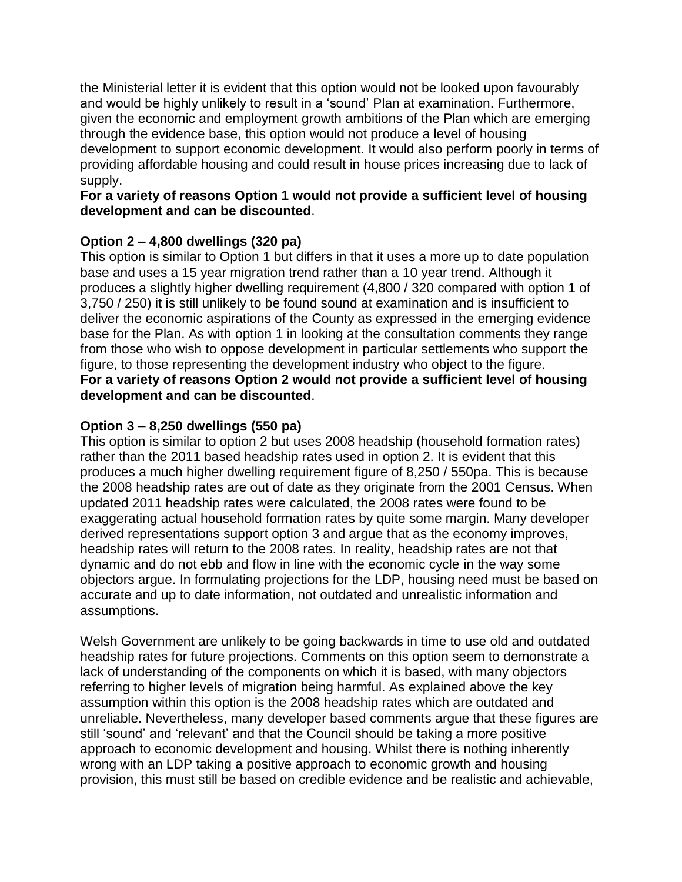the Ministerial letter it is evident that this option would not be looked upon favourably and would be highly unlikely to result in a 'sound' Plan at examination. Furthermore, given the economic and employment growth ambitions of the Plan which are emerging through the evidence base, this option would not produce a level of housing development to support economic development. It would also perform poorly in terms of providing affordable housing and could result in house prices increasing due to lack of supply.

**For a variety of reasons Option 1 would not provide a sufficient level of housing development and can be discounted**.

**Option 2 – 4,800 dwellings (320 pa)**

This option is similar to Option 1 but differs in that it uses a more up to date population base and uses a 15 year migration trend rather than a 10 year trend. Although it produces a slightly higher dwelling requirement (4,800 / 320 compared with option 1 of 3,750 / 250) it is still unlikely to be found sound at examination and is insufficient to deliver the economic aspirations of the County as expressed in the emerging evidence base for the Plan. As with option 1 in looking at the consultation comments they range from those who wish to oppose development in particular settlements who support the figure, to those representing the development industry who object to the figure.

**For a variety of reasons Option 2 would not provide a sufficient level of housing development and can be discounted**.

**Option 3 – 8,250 dwellings (550 pa)**

This option is similar to option 2 but uses 2008 headship (household formation rates) rather than the 2011 based headship rates used in option 2. It is evident that this produces a much higher dwelling requirement figure of 8,250 / 550pa. This is because the 2008 headship rates are out of date as they originate from the 2001 Census. When updated 2011 headship rates were calculated, the 2008 rates were found to be exaggerating actual household formation rates by quite some margin. Many developer derived representations support option 3 and argue that as the economy improves, headship rates will return to the 2008 rates. In reality, headship rates are not that dynamic and do not ebb and flow in line with the economic cycle in the way some objectors argue. In formulating projections for the LDP, housing need must be based on accurate and up to date information, not outdated and unrealistic information and assumptions.

Welsh Government are unlikely to be going backwards in time to use old and outdated headship rates for future projections. Comments on this option seem to demonstrate a lack of understanding of the components on which it is based, with many objectors referring to higher levels of migration being harmful. As explained above the key assumption within this option is the 2008 headship rates which are outdated and unreliable. Nevertheless, many developer based comments argue that these figures are still 'sound' and 'relevant' and that the Council should be taking a more positive approach to economic development and housing. Whilst there is nothing inherently wrong with an LDP taking a positive approach to economic growth and housing provision, this must still be based on credible evidence and be realistic and achievable,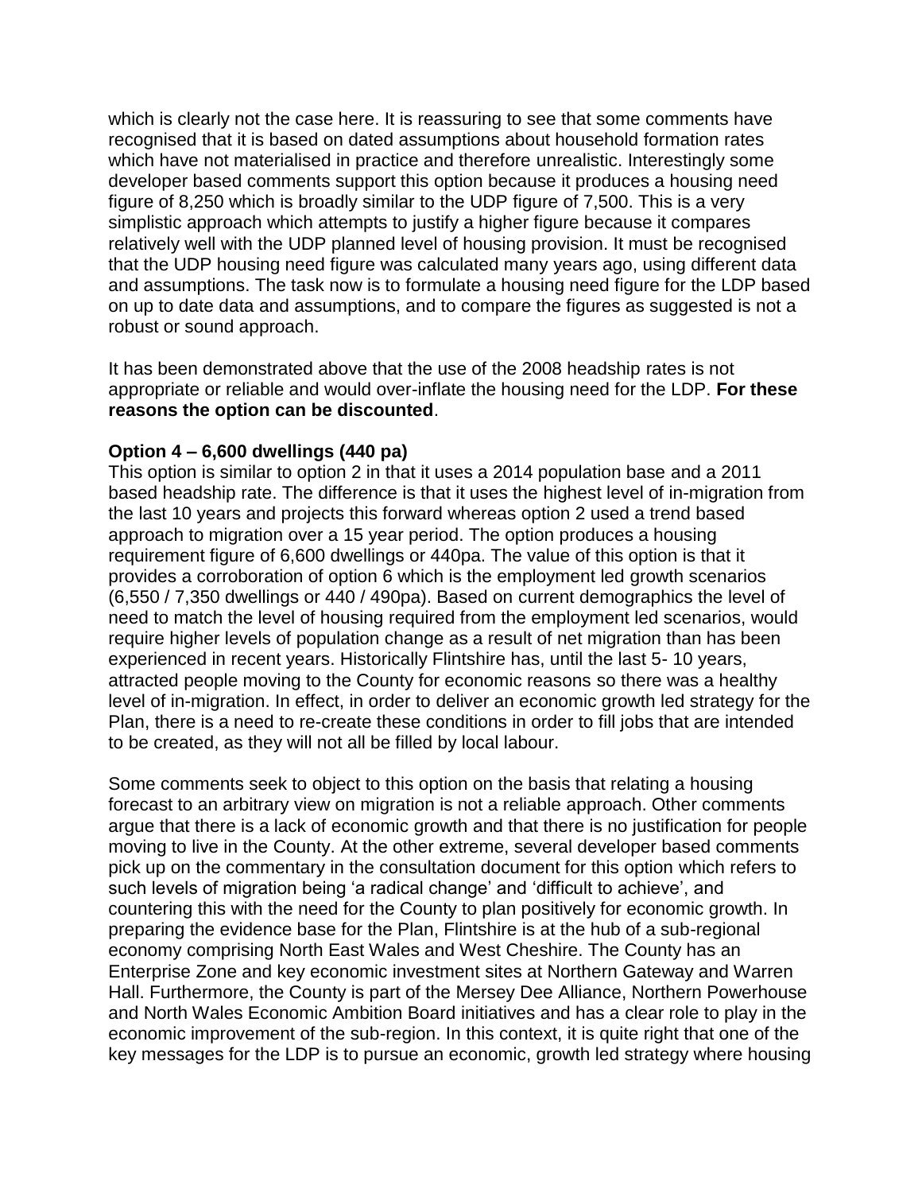which is clearly not the case here. It is reassuring to see that some comments have recognised that it is based on dated assumptions about household formation rates which have not materialised in practice and therefore unrealistic. Interestingly some developer based comments support this option because it produces a housing need figure of 8,250 which is broadly similar to the UDP figure of 7,500. This is a very simplistic approach which attempts to justify a higher figure because it compares relatively well with the UDP planned level of housing provision. It must be recognised that the UDP housing need figure was calculated many years ago, using different data and assumptions. The task now is to formulate a housing need figure for the LDP based on up to date data and assumptions, and to compare the figures as suggested is not a robust or sound approach.

It has been demonstrated above that the use of the 2008 headship rates is not appropriate or reliable and would over-inflate the housing need for the LDP. **For these reasons the option can be discounted**.

**Option 4 – 6,600 dwellings (440 pa)**

This option is similar to option 2 in that it uses a 2014 population base and a 2011 based headship rate. The difference is that it uses the highest level of in-migration from the last 10 years and projects this forward whereas option 2 used a trend based approach to migration over a 15 year period. The option produces a housing requirement figure of 6,600 dwellings or 440pa. The value of this option is that it provides a corroboration of option 6 which is the employment led growth scenarios (6,550 / 7,350 dwellings or 440 / 490pa). Based on current demographics the level of need to match the level of housing required from the employment led scenarios, would require higher levels of population change as a result of net migration than has been experienced in recent years. Historically Flintshire has, until the last 5- 10 years, attracted people moving to the County for economic reasons so there was a healthy level of in-migration. In effect, in order to deliver an economic growth led strategy for the Plan, there is a need to re-create these conditions in order to fill jobs that are intended to be created, as they will not all be filled by local labour.

Some comments seek to object to this option on the basis that relating a housing forecast to an arbitrary view on migration is not a reliable approach. Other comments argue that there is a lack of economic growth and that there is no justification for people moving to live in the County. At the other extreme, several developer based comments pick up on the commentary in the consultation document for this option which refers to such levels of migration being 'a radical change' and 'difficult to achieve', and countering this with the need for the County to plan positively for economic growth. In preparing the evidence base for the Plan, Flintshire is at the hub of a sub-regional economy comprising North East Wales and West Cheshire. The County has an Enterprise Zone and key economic investment sites at Northern Gateway and Warren Hall. Furthermore, the County is part of the Mersey Dee Alliance, Northern Powerhouse and North Wales Economic Ambition Board initiatives and has a clear role to play in the economic improvement of the sub-region. In this context, it is quite right that one of the key messages for the LDP is to pursue an economic, growth led strategy where housing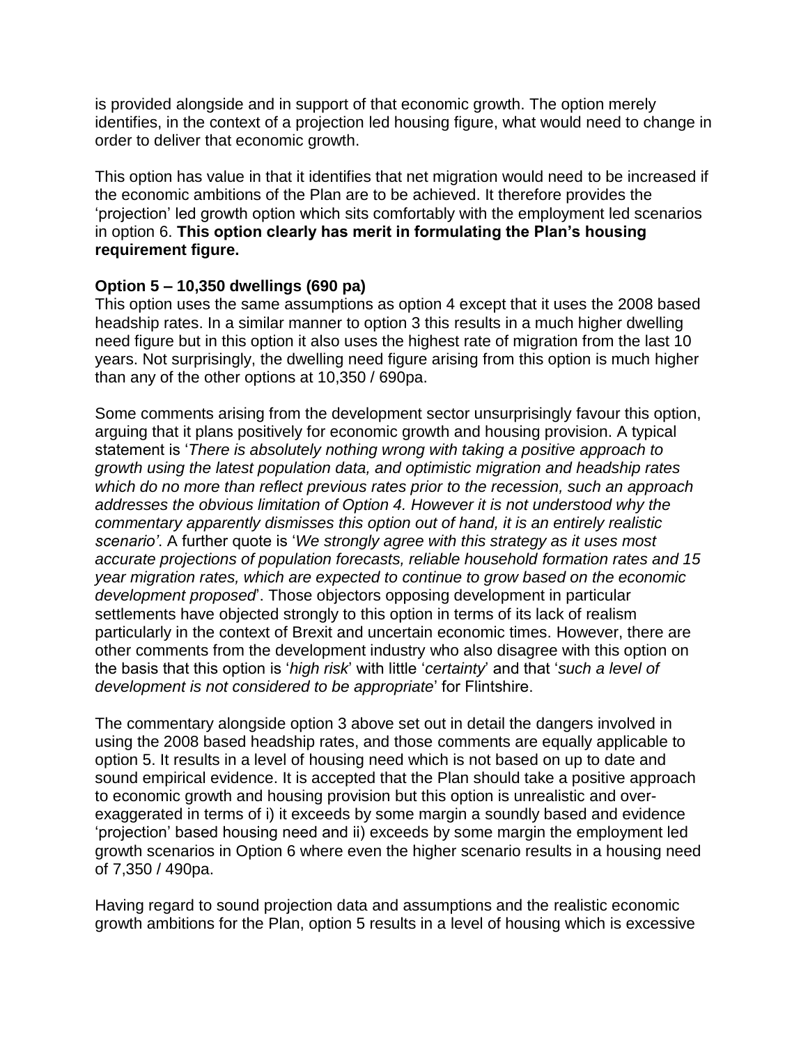is provided alongside and in support of that economic growth. The option merely identifies, in the context of a projection led housing figure, what would need to change in order to deliver that economic growth.

This option has value in that it identifies that net migration would need to be increased if the economic ambitions of the Plan are to be achieved. It therefore provides the 'projection' led growth option which sits comfortably with the employment led scenarios in option 6. **This option clearly has merit in formulating the Plan's housing requirement figure.**

**Option 5 – 10,350 dwellings (690 pa)**

This option uses the same assumptions as option 4 except that it uses the 2008 based headship rates. In a similar manner to option 3 this results in a much higher dwelling need figure but in this option it also uses the highest rate of migration from the last 10 years. Not surprisingly, the dwelling need figure arising from this option is much higher than any of the other options at 10,350 / 690pa.

Some comments arising from the development sector unsurprisingly favour this option, arguing that it plans positively for economic growth and housing provision. A typical statement is '*There is absolutely nothing wrong with taking a positive approach to growth using the latest population data, and optimistic migration and headship rates which do no more than reflect previous rates prior to the recession, such an approach addresses the obvious limitation of Option 4. However it is not understood why the commentary apparently dismisses this option out of hand, it is an entirely realistic scenario'*. A further quote is '*We strongly agree with this strategy as it uses most accurate projections of population forecasts, reliable household formation rates and 15 year migration rates, which are expected to continue to grow based on the economic development proposed*'. Those objectors opposing development in particular settlements have objected strongly to this option in terms of its lack of realism particularly in the context of Brexit and uncertain economic times. However, there are other comments from the development industry who also disagree with this option on the basis that this option is '*high risk*' with little '*certainty*' and that '*such a level of development is not considered to be appropriate*' for Flintshire.

The commentary alongside option 3 above set out in detail the dangers involved in using the 2008 based headship rates, and those comments are equally applicable to option 5. It results in a level of housing need which is not based on up to date and sound empirical evidence. It is accepted that the Plan should take a positive approach to economic growth and housing provision but this option is unrealistic and over-exaggerated in terms of i) it exceeds by some margin a soundly based and evidence 'projection' based housing need and ii) exceeds by some margin the employment led growth scenarios in Option 6 where even the higher scenario results in a housing need of 7,350 / 490pa.

Having regard to sound projection data and assumptions and the realistic economic growth ambitions for the Plan, option 5 results in a level of housing which is excessive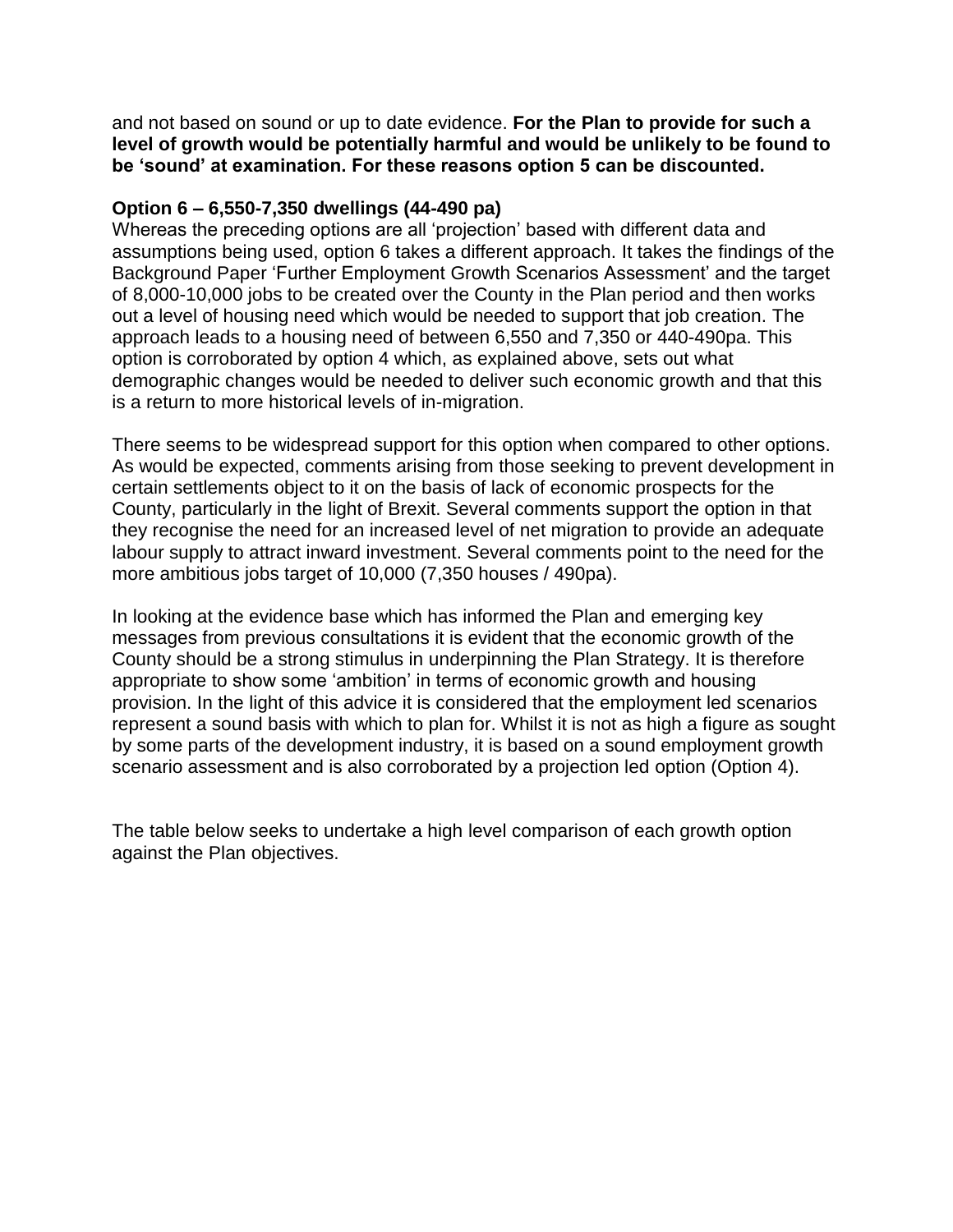and not based on sound or up to date evidence. **For the Plan to provide for such a level of growth would be potentially harmful and would be unlikely to be found to be 'sound' at examination. For these reasons option 5 can be discounted.**

**Option 6 – 6,550-7,350 dwellings (44-490 pa)**

Whereas the preceding options are all 'projection' based with different data and assumptions being used, option 6 takes a different approach. It takes the findings of the Background Paper 'Further Employment Growth Scenarios Assessment' and the target of 8,000-10,000 jobs to be created over the County in the Plan period and then works out a level of housing need which would be needed to support that job creation. The approach leads to a housing need of between 6,550 and 7,350 or 440-490pa. This option is corroborated by option 4 which, as explained above, sets out what demographic changes would be needed to deliver such economic growth and that this is a return to more historical levels of in-migration.

There seems to be widespread support for this option when compared to other options. As would be expected, comments arising from those seeking to prevent development in certain settlements object to it on the basis of lack of economic prospects for the County, particularly in the light of Brexit. Several comments support the option in that they recognise the need for an increased level of net migration to provide an adequate labour supply to attract inward investment. Several comments point to the need for the more ambitious jobs target of 10,000 (7,350 houses / 490pa).

In looking at the evidence base which has informed the Plan and emerging key messages from previous consultations it is evident that the economic growth of the County should be a strong stimulus in underpinning the Plan Strategy. It is therefore appropriate to show some 'ambition' in terms of economic growth and housing provision. In the light of this advice it is considered that the employment led scenarios represent a sound basis with which to plan for. Whilst it is not as high a figure as sought by some parts of the development industry, it is based on a sound employment growth scenario assessment and is also corroborated by a projection led option (Option 4).

The table below seeks to undertake a high level comparison of each growth option against the Plan objectives.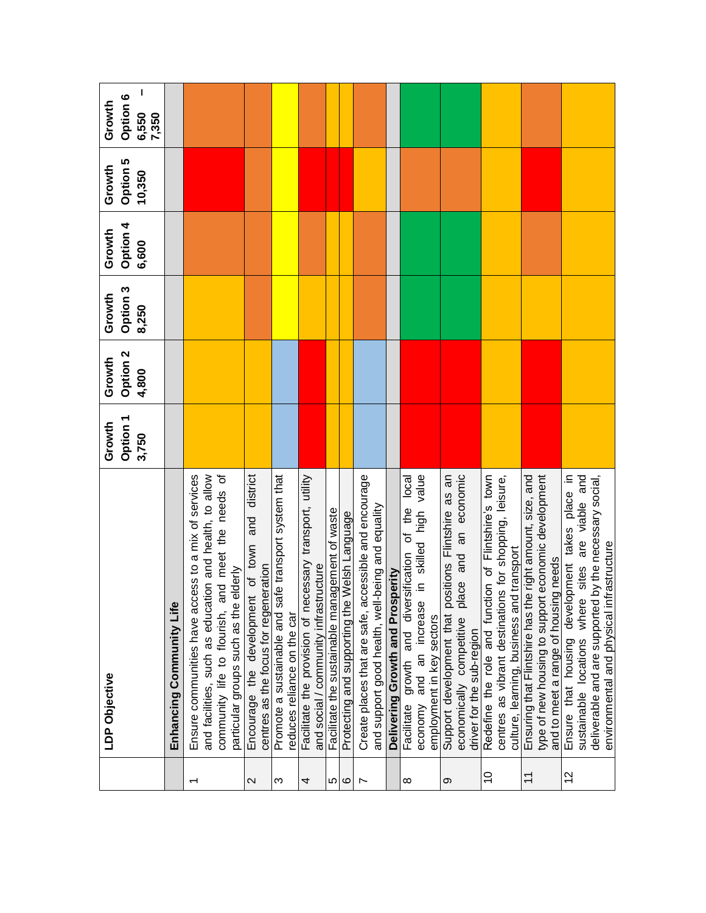| | LDP Objective | Growth Option 1 3,750 | Growth Option 2 4,800 | Growth Option 3 8,250 | Growth Option 4 6,600 | Growth Option 5 10,350 | Growth Option 6 6,550 – 7,350 |
|---|---|---|---|---|---|---|---|
| | **Enhancing Community Life** | | | | | | |
| 1 | Ensure communities have access to a mix of services and facilities, such as education and health, to allow community life to flourish, and meet the needs of particular groups such as the elderly | Amber | Amber | Amber | Orange | Red | Orange |
| 2 | Encourage the development of town and district centres as the focus for regeneration | Amber | Amber | Orange | Orange | Orange | Orange |
| 3 | Promote a sustainable and safe transport system that reduces reliance on the car | Light blue | Light blue | Yellow | Yellow | Yellow | Yellow |
| 4 | Facilitate the provision of necessary transport, utility and social / community infrastructure | Red | Red | Amber | Orange | Red | Orange |
| 5 | Facilitate the sustainable management of waste | Amber | Amber | Amber | Amber | Red | Amber |
| 6 | Protecting and supporting the Welsh Language | Amber | Amber | Amber | Amber | Red | Amber |
| 7 | Create places that are safe, accessible and encourage and support good health, well-being and equality | Light blue | Light blue | Orange | Orange | Amber | Orange |
| | **Delivering Growth and Prosperity** | | | | | | |
| 8 | Facilitate growth and diversification of the local economy and an increase in skilled high value employment in key sectors | Red | Red | Green | Green | Orange | Green |
| 9 | Support development that positions Flintshire as an economically competitive place and an economic driver for the sub-region | Red | Red | Green | Green | Orange | Green |
| 10 | Redefine the role and function of Flintshire's town centres as vibrant destinations for shopping, leisure, culture, learning, business and transport | Amber | Amber | Amber | Amber | Amber | Amber |
| 11 | Ensuring that Flintshire has the right amount, size, and type of new housing to support economic development and to meet a range of housing needs | Red | Red | Amber | Orange | Red | Orange |
| 12 | Ensure that housing development takes place in sustainable locations where sites are viable and deliverable and are supported by the necessary social, environmental and physical infrastructure | Amber | Amber | Amber | Amber | Amber | Amber |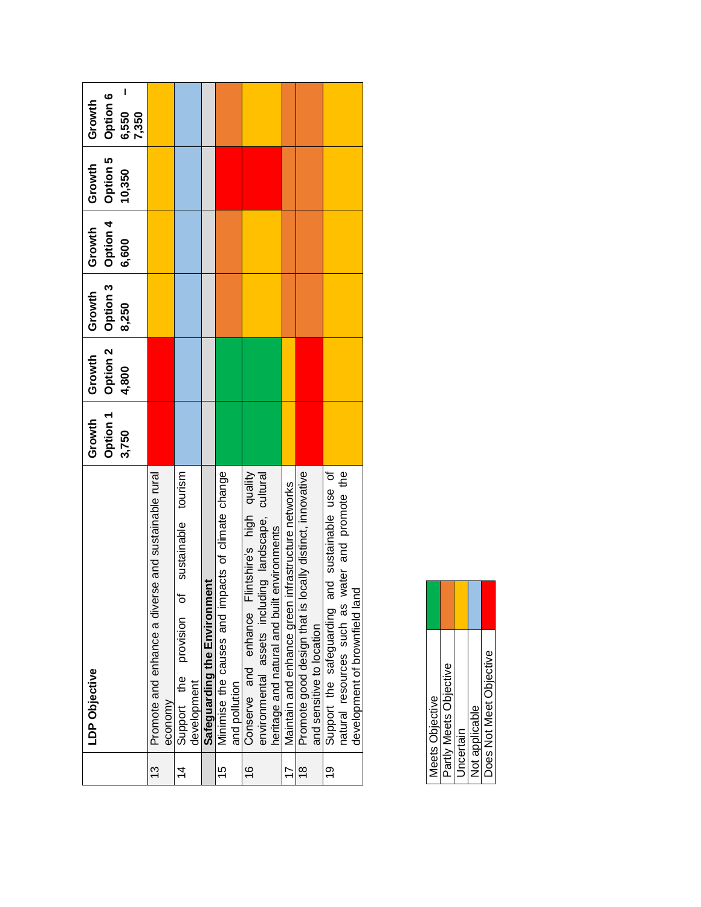| | LDP Objective | Growth Option 1 3,750 | Growth Option 2 4,800 | Growth Option 3 8,250 | Growth Option 4 6,600 | Growth Option 5 10,350 | Growth Option 6 6,550 – 7,350 |
|---|---|---|---|---|---|---|---|
| 13 | Promote and enhance a diverse and sustainable rural economy | Does Not Meet Objective | Does Not Meet Objective | Uncertain | Uncertain | Uncertain | Uncertain |
| 14 | Support the provision of sustainable tourism development | Not applicable | Not applicable | Not applicable | Not applicable | Not applicable | Not applicable |
| | **Safeguarding the Environment** | | | | | | |
| 15 | Minimise the causes and impacts of climate change and pollution | Meets Objective | Meets Objective | Partly Meets Objective | Partly Meets Objective | Does Not Meet Objective | Partly Meets Objective |
| 16 | Conserve and enhance Flintshire's high quality environmental assets including landscape, cultural heritage and natural and built environments | Meets Objective | Meets Objective | Uncertain | Uncertain | Does Not Meet Objective | Uncertain |
| 17 | Maintain and enhance green infrastructure networks | Uncertain | Uncertain | Partly Meets Objective | Partly Meets Objective | Partly Meets Objective | Partly Meets Objective |
| 18 | Promote good design that is locally distinct, innovative and sensitive to location | Does Not Meet Objective | Does Not Meet Objective | Partly Meets Objective | Partly Meets Objective | Partly Meets Objective | Partly Meets Objective |
| 19 | Support the safeguarding and sustainable use of natural resources such as water and promote the development of brownfield land | Uncertain | Uncertain | Uncertain | Uncertain | Uncertain | Uncertain |

| Key | Colour |
|---|---|
| Meets Objective | Green |
| Partly Meets Objective | Orange |
| Uncertain | Yellow |
| Not applicable | Blue |
| Does Not Meet Objective | Red |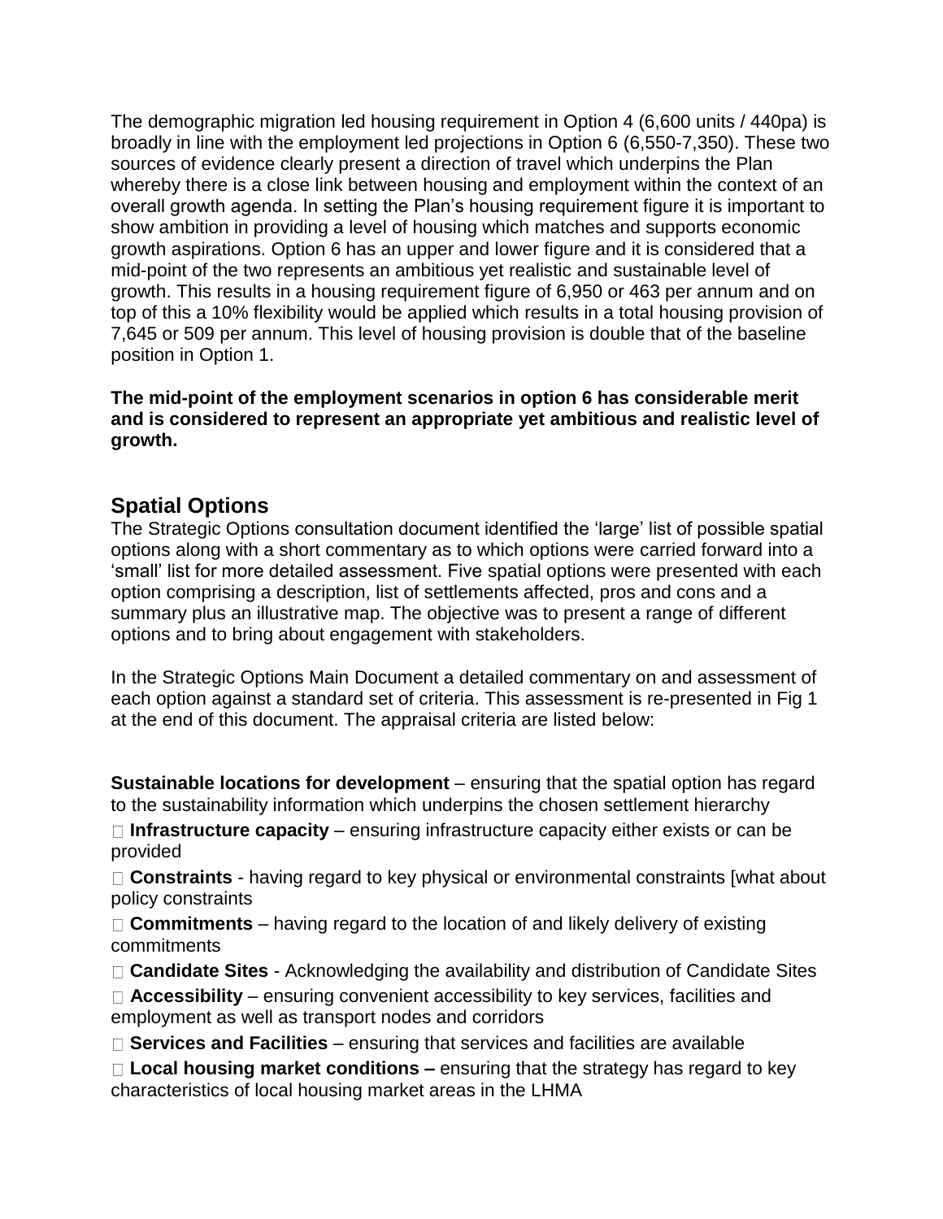The demographic migration led housing requirement in Option 4 (6,600 units / 440pa) is broadly in line with the employment led projections in Option 6 (6,550-7,350). These two sources of evidence clearly present a direction of travel which underpins the Plan whereby there is a close link between housing and employment within the context of an overall growth agenda. In setting the Plan's housing requirement figure it is important to show ambition in providing a level of housing which matches and supports economic growth aspirations. Option 6 has an upper and lower figure and it is considered that a mid-point of the two represents an ambitious yet realistic and sustainable level of growth. This results in a housing requirement figure of 6,950 or 463 per annum and on top of this a 10% flexibility would be applied which results in a total housing provision of 7,645 or 509 per annum. This level of housing provision is double that of the baseline position in Option 1.

**The mid-point of the employment scenarios in option 6 has considerable merit and is considered to represent an appropriate yet ambitious and realistic level of growth.**

## Spatial Options

The Strategic Options consultation document identified the 'large' list of possible spatial options along with a short commentary as to which options were carried forward into a 'small' list for more detailed assessment. Five spatial options were presented with each option comprising a description, list of settlements affected, pros and cons and a summary plus an illustrative map. The objective was to present a range of different options and to bring about engagement with stakeholders.

In the Strategic Options Main Document a detailed commentary on and assessment of each option against a standard set of criteria. This assessment is re-presented in Fig 1 at the end of this document. The appraisal criteria are listed below:

**Sustainable locations for development** – ensuring that the spatial option has regard to the sustainability information which underpins the chosen settlement hierarchy

- **Infrastructure capacity** – ensuring infrastructure capacity either exists or can be provided
- **Constraints** - having regard to key physical or environmental constraints [what about policy constraints
- **Commitments** – having regard to the location of and likely delivery of existing commitments
- **Candidate Sites** - Acknowledging the availability and distribution of Candidate Sites
- **Accessibility** – ensuring convenient accessibility to key services, facilities and employment as well as transport nodes and corridors
- **Services and Facilities** – ensuring that services and facilities are available
- **Local housing market conditions –** ensuring that the strategy has regard to key characteristics of local housing market areas in the LHMA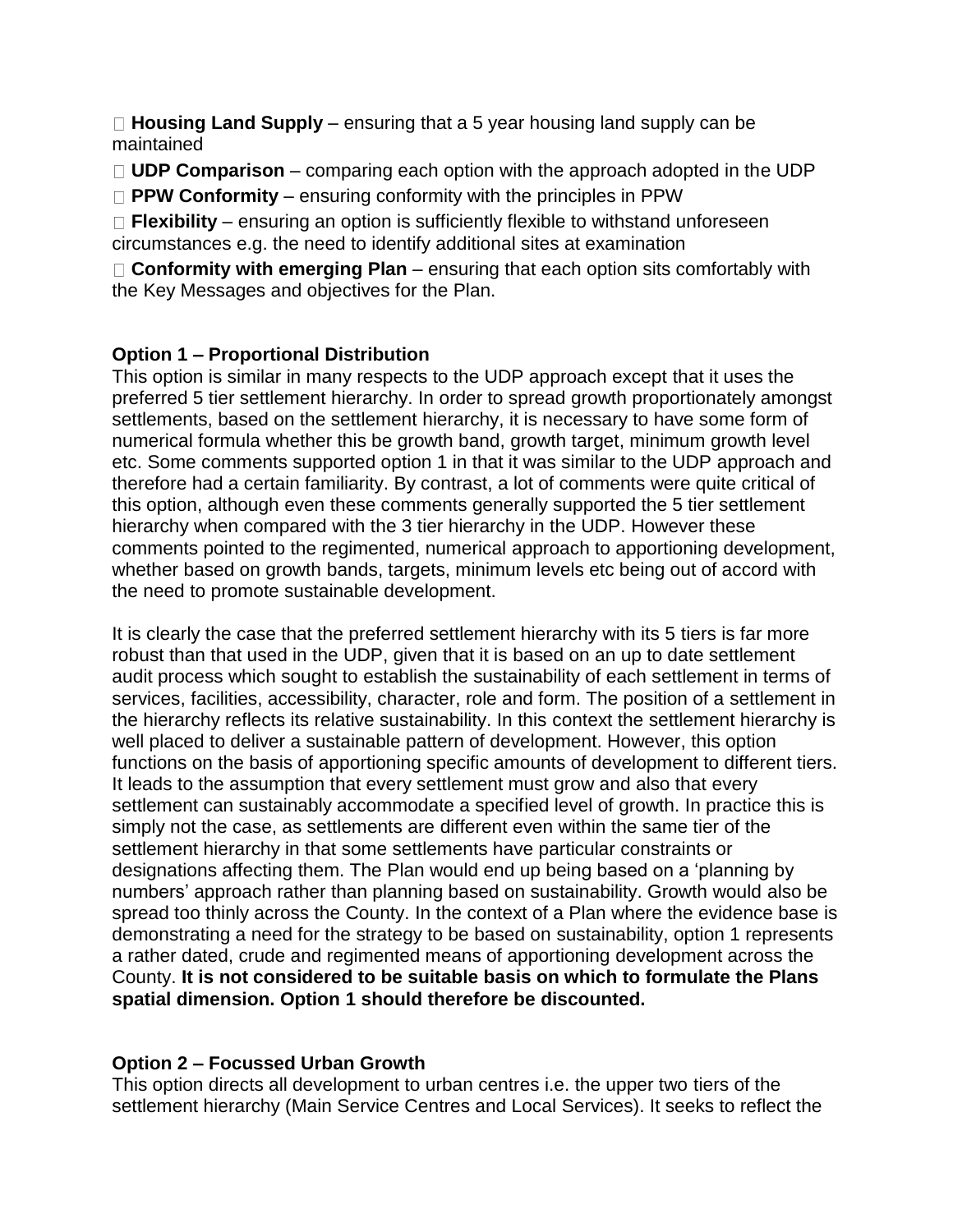- **Housing Land Supply** – ensuring that a 5 year housing land supply can be maintained
- **UDP Comparison** – comparing each option with the approach adopted in the UDP
- **PPW Conformity** – ensuring conformity with the principles in PPW
- **Flexibility** – ensuring an option is sufficiently flexible to withstand unforeseen circumstances e.g. the need to identify additional sites at examination
- **Conformity with emerging Plan** – ensuring that each option sits comfortably with the Key Messages and objectives for the Plan.

**Option 1 – Proportional Distribution**

This option is similar in many respects to the UDP approach except that it uses the preferred 5 tier settlement hierarchy. In order to spread growth proportionately amongst settlements, based on the settlement hierarchy, it is necessary to have some form of numerical formula whether this be growth band, growth target, minimum growth level etc. Some comments supported option 1 in that it was similar to the UDP approach and therefore had a certain familiarity. By contrast, a lot of comments were quite critical of this option, although even these comments generally supported the 5 tier settlement hierarchy when compared with the 3 tier hierarchy in the UDP. However these comments pointed to the regimented, numerical approach to apportioning development, whether based on growth bands, targets, minimum levels etc being out of accord with the need to promote sustainable development.

It is clearly the case that the preferred settlement hierarchy with its 5 tiers is far more robust than that used in the UDP, given that it is based on an up to date settlement audit process which sought to establish the sustainability of each settlement in terms of services, facilities, accessibility, character, role and form. The position of a settlement in the hierarchy reflects its relative sustainability. In this context the settlement hierarchy is well placed to deliver a sustainable pattern of development. However, this option functions on the basis of apportioning specific amounts of development to different tiers. It leads to the assumption that every settlement must grow and also that every settlement can sustainably accommodate a specified level of growth. In practice this is simply not the case, as settlements are different even within the same tier of the settlement hierarchy in that some settlements have particular constraints or designations affecting them. The Plan would end up being based on a 'planning by numbers' approach rather than planning based on sustainability. Growth would also be spread too thinly across the County. In the context of a Plan where the evidence base is demonstrating a need for the strategy to be based on sustainability, option 1 represents a rather dated, crude and regimented means of apportioning development across the County. **It is not considered to be suitable basis on which to formulate the Plans spatial dimension. Option 1 should therefore be discounted.**

**Option 2 – Focussed Urban Growth**

This option directs all development to urban centres i.e. the upper two tiers of the settlement hierarchy (Main Service Centres and Local Services). It seeks to reflect the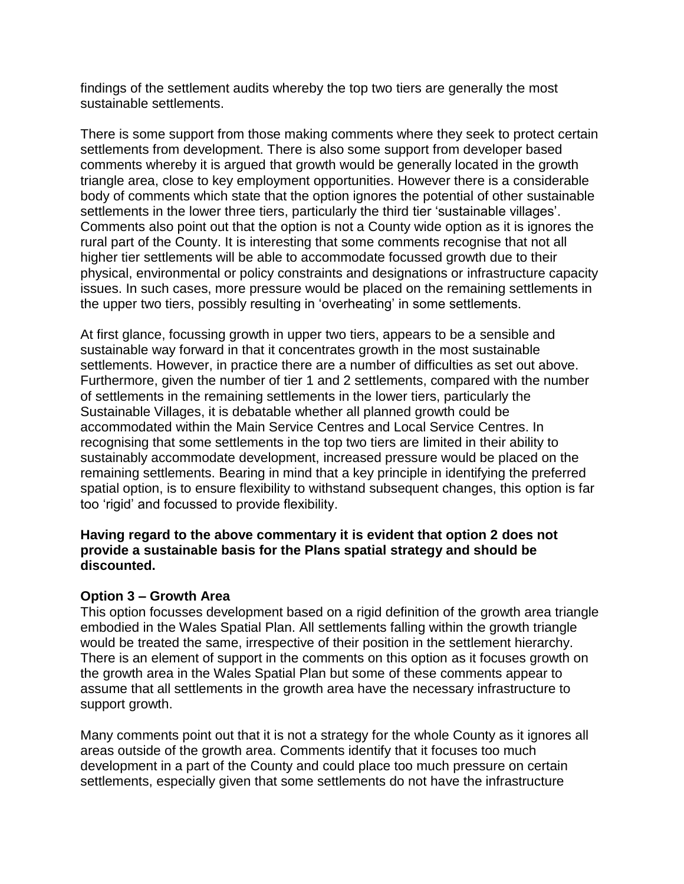findings of the settlement audits whereby the top two tiers are generally the most sustainable settlements.

There is some support from those making comments where they seek to protect certain settlements from development. There is also some support from developer based comments whereby it is argued that growth would be generally located in the growth triangle area, close to key employment opportunities. However there is a considerable body of comments which state that the option ignores the potential of other sustainable settlements in the lower three tiers, particularly the third tier 'sustainable villages'. Comments also point out that the option is not a County wide option as it is ignores the rural part of the County. It is interesting that some comments recognise that not all higher tier settlements will be able to accommodate focussed growth due to their physical, environmental or policy constraints and designations or infrastructure capacity issues. In such cases, more pressure would be placed on the remaining settlements in the upper two tiers, possibly resulting in 'overheating' in some settlements.

At first glance, focussing growth in upper two tiers, appears to be a sensible and sustainable way forward in that it concentrates growth in the most sustainable settlements. However, in practice there are a number of difficulties as set out above. Furthermore, given the number of tier 1 and 2 settlements, compared with the number of settlements in the remaining settlements in the lower tiers, particularly the Sustainable Villages, it is debatable whether all planned growth could be accommodated within the Main Service Centres and Local Service Centres. In recognising that some settlements in the top two tiers are limited in their ability to sustainably accommodate development, increased pressure would be placed on the remaining settlements. Bearing in mind that a key principle in identifying the preferred spatial option, is to ensure flexibility to withstand subsequent changes, this option is far too 'rigid' and focussed to provide flexibility.

**Having regard to the above commentary it is evident that option 2 does not provide a sustainable basis for the Plans spatial strategy and should be discounted.**

**Option 3 – Growth Area**

This option focusses development based on a rigid definition of the growth area triangle embodied in the Wales Spatial Plan. All settlements falling within the growth triangle would be treated the same, irrespective of their position in the settlement hierarchy. There is an element of support in the comments on this option as it focuses growth on the growth area in the Wales Spatial Plan but some of these comments appear to assume that all settlements in the growth area have the necessary infrastructure to support growth.

Many comments point out that it is not a strategy for the whole County as it ignores all areas outside of the growth area. Comments identify that it focuses too much development in a part of the County and could place too much pressure on certain settlements, especially given that some settlements do not have the infrastructure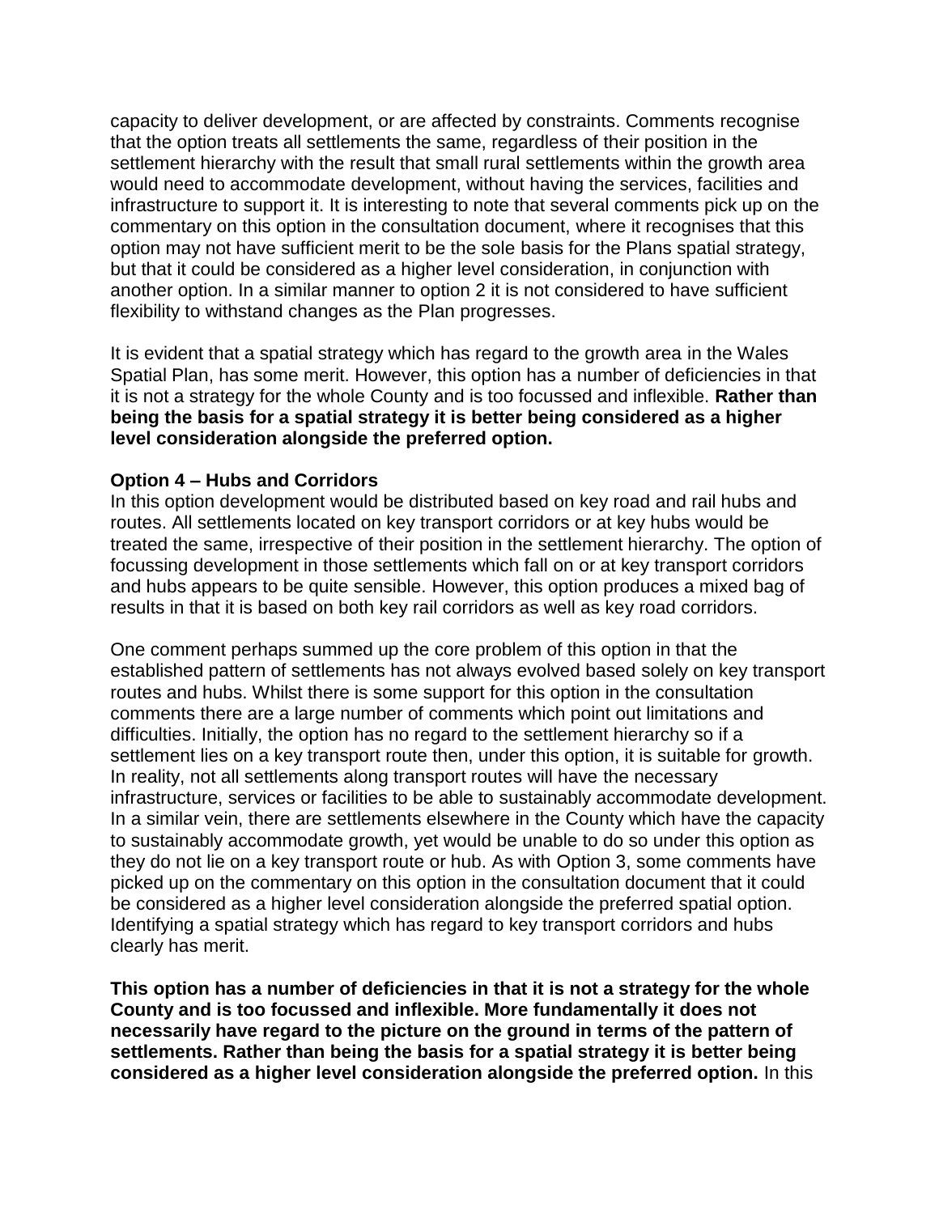capacity to deliver development, or are affected by constraints. Comments recognise that the option treats all settlements the same, regardless of their position in the settlement hierarchy with the result that small rural settlements within the growth area would need to accommodate development, without having the services, facilities and infrastructure to support it. It is interesting to note that several comments pick up on the commentary on this option in the consultation document, where it recognises that this option may not have sufficient merit to be the sole basis for the Plans spatial strategy, but that it could be considered as a higher level consideration, in conjunction with another option. In a similar manner to option 2 it is not considered to have sufficient flexibility to withstand changes as the Plan progresses.

It is evident that a spatial strategy which has regard to the growth area in the Wales Spatial Plan, has some merit. However, this option has a number of deficiencies in that it is not a strategy for the whole County and is too focussed and inflexible. **Rather than being the basis for a spatial strategy it is better being considered as a higher level consideration alongside the preferred option.**

**Option 4 – Hubs and Corridors**

In this option development would be distributed based on key road and rail hubs and routes. All settlements located on key transport corridors or at key hubs would be treated the same, irrespective of their position in the settlement hierarchy. The option of focussing development in those settlements which fall on or at key transport corridors and hubs appears to be quite sensible. However, this option produces a mixed bag of results in that it is based on both key rail corridors as well as key road corridors.

One comment perhaps summed up the core problem of this option in that the established pattern of settlements has not always evolved based solely on key transport routes and hubs. Whilst there is some support for this option in the consultation comments there are a large number of comments which point out limitations and difficulties. Initially, the option has no regard to the settlement hierarchy so if a settlement lies on a key transport route then, under this option, it is suitable for growth. In reality, not all settlements along transport routes will have the necessary infrastructure, services or facilities to be able to sustainably accommodate development. In a similar vein, there are settlements elsewhere in the County which have the capacity to sustainably accommodate growth, yet would be unable to do so under this option as they do not lie on a key transport route or hub. As with Option 3, some comments have picked up on the commentary on this option in the consultation document that it could be considered as a higher level consideration alongside the preferred spatial option. Identifying a spatial strategy which has regard to key transport corridors and hubs clearly has merit.

**This option has a number of deficiencies in that it is not a strategy for the whole County and is too focussed and inflexible. More fundamentally it does not necessarily have regard to the picture on the ground in terms of the pattern of settlements. Rather than being the basis for a spatial strategy it is better being considered as a higher level consideration alongside the preferred option.** In this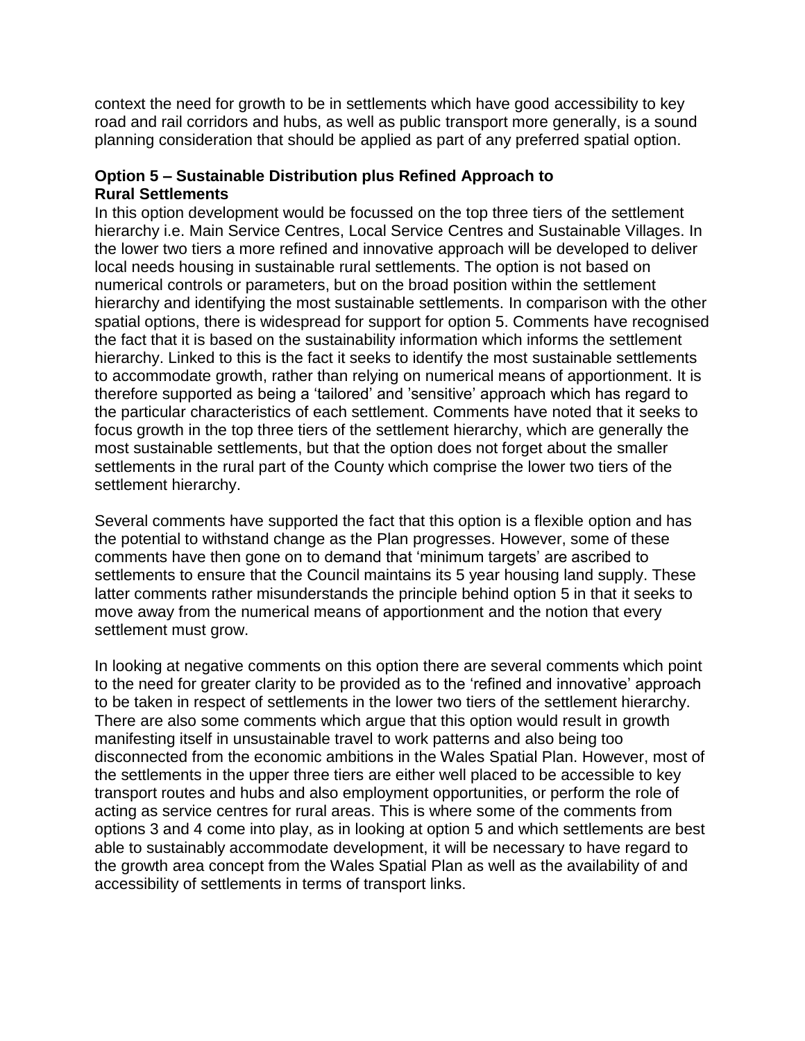context the need for growth to be in settlements which have good accessibility to key road and rail corridors and hubs, as well as public transport more generally, is a sound planning consideration that should be applied as part of any preferred spatial option.

**Option 5 – Sustainable Distribution plus Refined Approach to Rural Settlements**

In this option development would be focussed on the top three tiers of the settlement hierarchy i.e. Main Service Centres, Local Service Centres and Sustainable Villages. In the lower two tiers a more refined and innovative approach will be developed to deliver local needs housing in sustainable rural settlements. The option is not based on numerical controls or parameters, but on the broad position within the settlement hierarchy and identifying the most sustainable settlements. In comparison with the other spatial options, there is widespread for support for option 5. Comments have recognised the fact that it is based on the sustainability information which informs the settlement hierarchy. Linked to this is the fact it seeks to identify the most sustainable settlements to accommodate growth, rather than relying on numerical means of apportionment. It is therefore supported as being a 'tailored' and 'sensitive' approach which has regard to the particular characteristics of each settlement. Comments have noted that it seeks to focus growth in the top three tiers of the settlement hierarchy, which are generally the most sustainable settlements, but that the option does not forget about the smaller settlements in the rural part of the County which comprise the lower two tiers of the settlement hierarchy.

Several comments have supported the fact that this option is a flexible option and has the potential to withstand change as the Plan progresses. However, some of these comments have then gone on to demand that 'minimum targets' are ascribed to settlements to ensure that the Council maintains its 5 year housing land supply. These latter comments rather misunderstands the principle behind option 5 in that it seeks to move away from the numerical means of apportionment and the notion that every settlement must grow.

In looking at negative comments on this option there are several comments which point to the need for greater clarity to be provided as to the 'refined and innovative' approach to be taken in respect of settlements in the lower two tiers of the settlement hierarchy. There are also some comments which argue that this option would result in growth manifesting itself in unsustainable travel to work patterns and also being too disconnected from the economic ambitions in the Wales Spatial Plan. However, most of the settlements in the upper three tiers are either well placed to be accessible to key transport routes and hubs and also employment opportunities, or perform the role of acting as service centres for rural areas. This is where some of the comments from options 3 and 4 come into play, as in looking at option 5 and which settlements are best able to sustainably accommodate development, it will be necessary to have regard to the growth area concept from the Wales Spatial Plan as well as the availability of and accessibility of settlements in terms of transport links.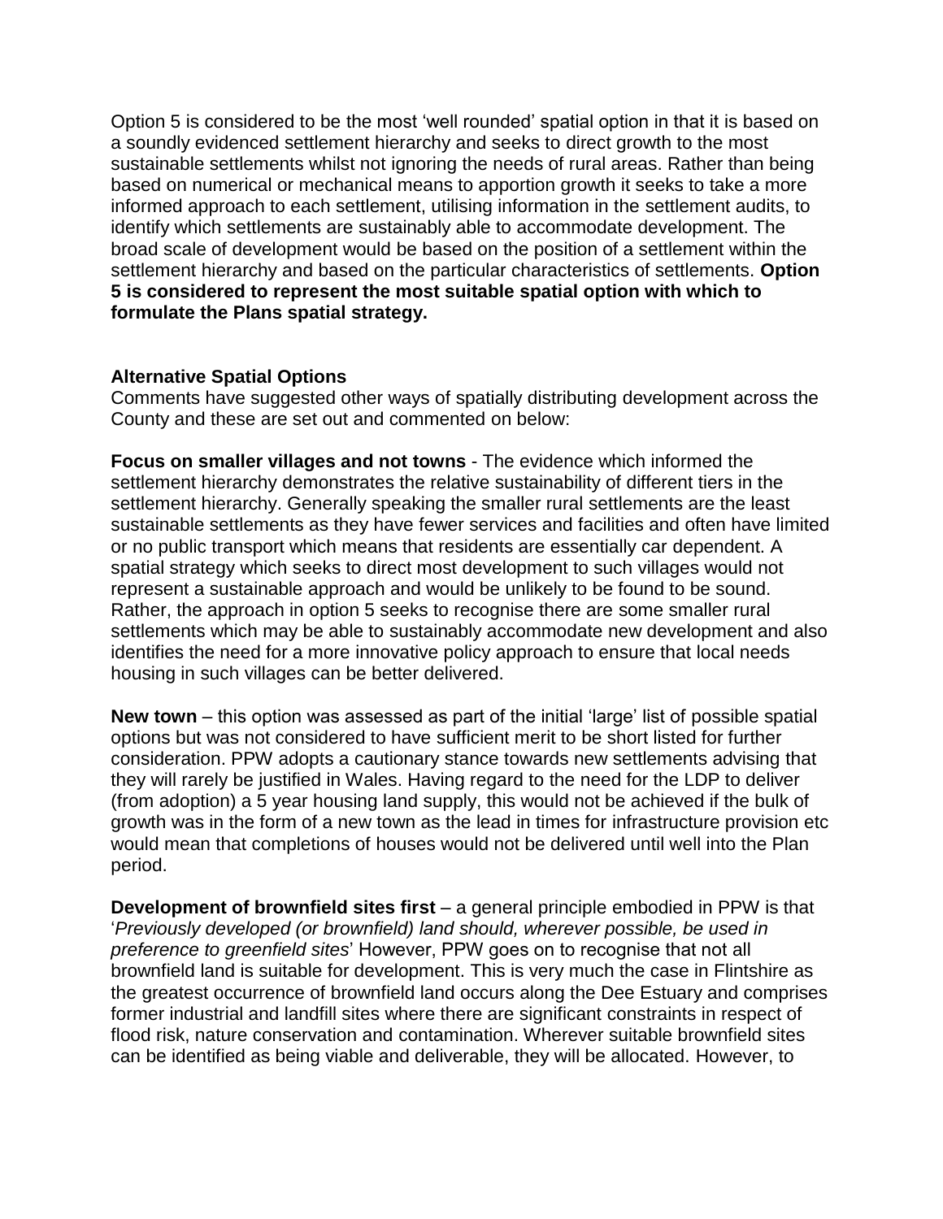Option 5 is considered to be the most 'well rounded' spatial option in that it is based on a soundly evidenced settlement hierarchy and seeks to direct growth to the most sustainable settlements whilst not ignoring the needs of rural areas. Rather than being based on numerical or mechanical means to apportion growth it seeks to take a more informed approach to each settlement, utilising information in the settlement audits, to identify which settlements are sustainably able to accommodate development. The broad scale of development would be based on the position of a settlement within the settlement hierarchy and based on the particular characteristics of settlements. **Option 5 is considered to represent the most suitable spatial option with which to formulate the Plans spatial strategy.**

**Alternative Spatial Options**

Comments have suggested other ways of spatially distributing development across the County and these are set out and commented on below:

**Focus on smaller villages and not towns** - The evidence which informed the settlement hierarchy demonstrates the relative sustainability of different tiers in the settlement hierarchy. Generally speaking the smaller rural settlements are the least sustainable settlements as they have fewer services and facilities and often have limited or no public transport which means that residents are essentially car dependent. A spatial strategy which seeks to direct most development to such villages would not represent a sustainable approach and would be unlikely to be found to be sound. Rather, the approach in option 5 seeks to recognise there are some smaller rural settlements which may be able to sustainably accommodate new development and also identifies the need for a more innovative policy approach to ensure that local needs housing in such villages can be better delivered.

**New town** – this option was assessed as part of the initial 'large' list of possible spatial options but was not considered to have sufficient merit to be short listed for further consideration. PPW adopts a cautionary stance towards new settlements advising that they will rarely be justified in Wales. Having regard to the need for the LDP to deliver (from adoption) a 5 year housing land supply, this would not be achieved if the bulk of growth was in the form of a new town as the lead in times for infrastructure provision etc would mean that completions of houses would not be delivered until well into the Plan period.

**Development of brownfield sites first** – a general principle embodied in PPW is that '*Previously developed (or brownfield) land should, wherever possible, be used in preference to greenfield sites*' However, PPW goes on to recognise that not all brownfield land is suitable for development. This is very much the case in Flintshire as the greatest occurrence of brownfield land occurs along the Dee Estuary and comprises former industrial and landfill sites where there are significant constraints in respect of flood risk, nature conservation and contamination. Wherever suitable brownfield sites can be identified as being viable and deliverable, they will be allocated. However, to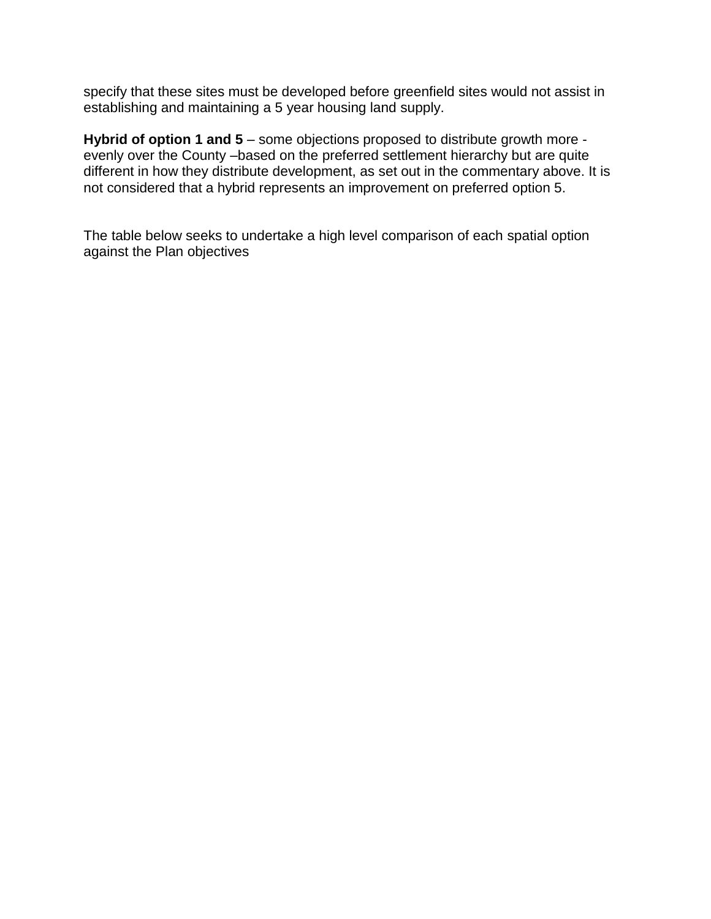specify that these sites must be developed before greenfield sites would not assist in establishing and maintaining a 5 year housing land supply.

**Hybrid of option 1 and 5** – some objections proposed to distribute growth more - evenly over the County –based on the preferred settlement hierarchy but are quite different in how they distribute development, as set out in the commentary above. It is not considered that a hybrid represents an improvement on preferred option 5.

The table below seeks to undertake a high level comparison of each spatial option against the Plan objectives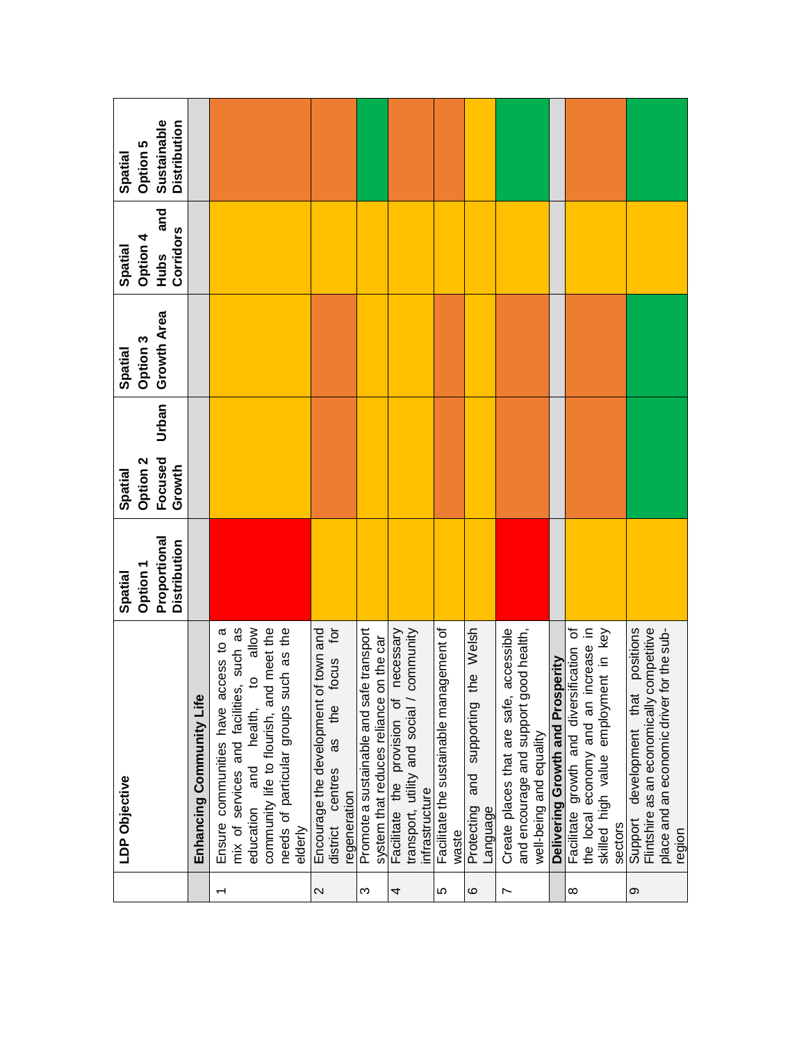| | LDP Objective | Spatial Option 1 Proportional Distribution | Spatial Option 2 Focused Urban Growth | Spatial Option 3 Growth Area | Spatial Option 4 Hubs and Corridors | Spatial Option 5 Sustainable Distribution |
|---|---|---|---|---|---|---|
| | **Enhancing Community Life** | | | | | |
| 1 | Ensure communities have access to a mix of services and facilities, such as education and health, to allow community life to flourish, and meet the needs of particular groups such as the elderly | Red | Yellow | Yellow | Yellow | Orange |
| 2 | Encourage the development of town and district centres as the focus for regeneration | Yellow | Orange | Orange | Yellow | Orange |
| 3 | Promote a sustainable and safe transport system that reduces reliance on the car | Yellow | Yellow | Yellow | Yellow | Green |
| 4 | Facilitate the provision of necessary transport, utility and social / community infrastructure | Yellow | Yellow | Yellow | Yellow | Orange |
| 5 | Facilitate the sustainable management of waste | Yellow | Orange | Orange | Yellow | Orange |
| 6 | Protecting and supporting the Welsh Language | Yellow | Yellow | Yellow | Yellow | Yellow |
| 7 | Create places that are safe, accessible and encourage and support good health, well-being and equality | Red | Orange | Orange | Yellow | Green |
| | **Delivering Growth and Prosperity** | | | | | |
| 8 | Facilitate growth and diversification of the local economy and an increase in skilled high value employment in key sectors | Yellow | Orange | Orange | Yellow | Orange |
| 9 | Support development that positions Flintshire as an economically competitive place and an economic driver for the sub-region | Yellow | Green | Green | Yellow | Green |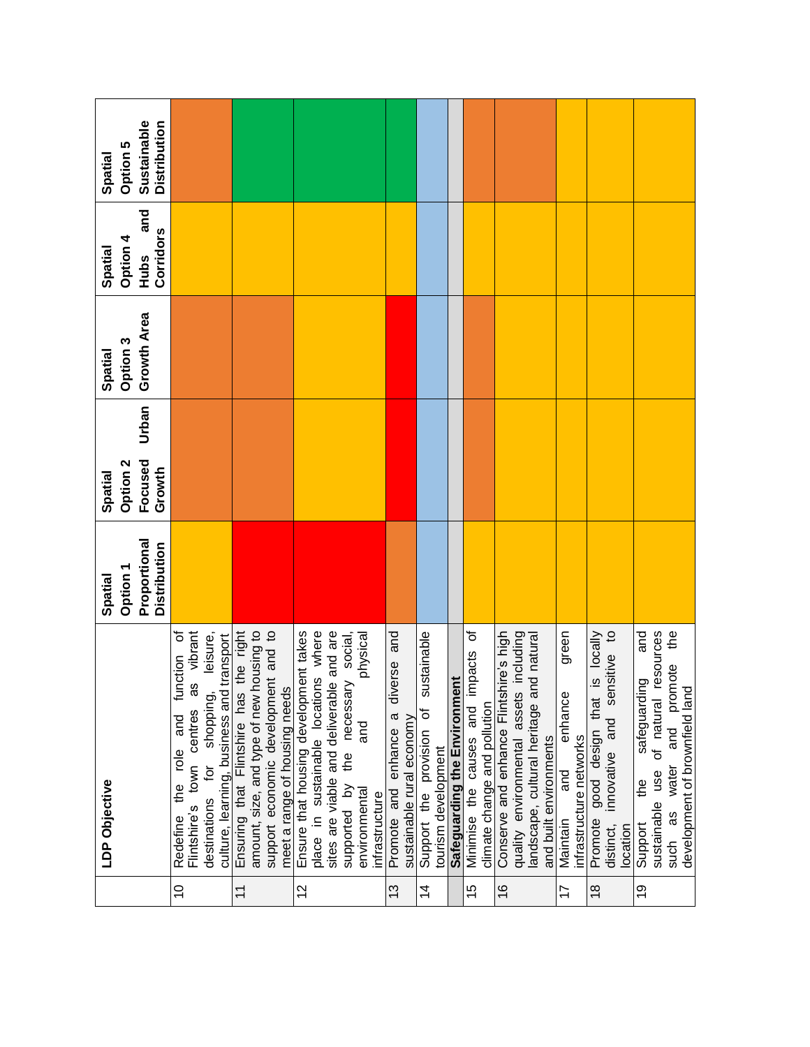| | LDP Objective | Spatial Option 1 Proportional Distribution | Spatial Option 2 Focused Urban Growth | Spatial Option 3 Growth Area | Spatial Option 4 Hubs and Corridors | Spatial Option 5 Sustainable Distribution |
|---|---|---|---|---|---|---|
| 10 | Redefine the role and function of Flintshire's town centres as vibrant destinations for shopping, leisure, culture, learning, business and transport | Yellow | Orange | Orange | Yellow | Orange |
| 11 | Ensuring that Flintshire has the right amount, size, and type of new housing to support economic development and to meet a range of housing needs | Red | Orange | Orange | Yellow | Green |
| 12 | Ensure that housing development takes place in sustainable locations where sites are viable and deliverable and are supported by the necessary social, environmental and physical infrastructure | Red | Yellow | Yellow | Yellow | Green |
| 13 | Promote and enhance a diverse and sustainable rural economy | Orange | Red | Red | Yellow | Green |
| 14 | Support the provision of sustainable tourism development | Blue | Blue | Blue | Blue | Blue |
| | **Safeguarding the Environment** | | | | | |
| 15 | Minimise the causes and impacts of climate change and pollution | Yellow | Orange | Orange | Yellow | Orange |
| 16 | Conserve and enhance Flintshire's high quality environmental assets including landscape, cultural heritage and natural and built environments | Yellow | Yellow | Yellow | Yellow | Orange |
| 17 | Maintain and enhance green infrastructure networks | Yellow | Yellow | Yellow | Yellow | Yellow |
| 18 | Promote good design that is locally distinct, innovative and sensitive to location | Yellow | Yellow | Yellow | Yellow | Yellow |
| 19 | Support the safeguarding and sustainable use of natural resources such as water and promote the development of brownfield land | Yellow | Yellow | Yellow | Yellow | Yellow |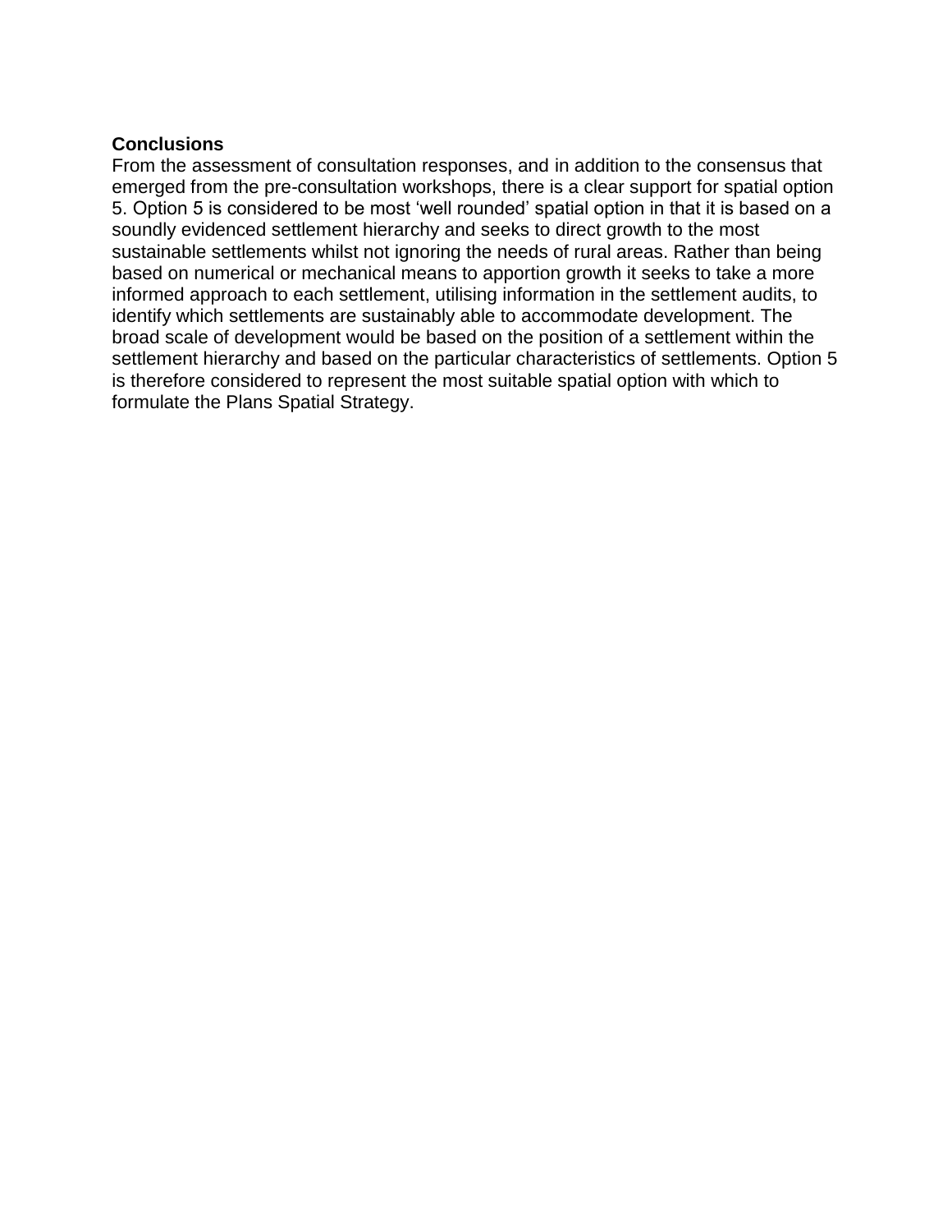**Conclusions**

From the assessment of consultation responses, and in addition to the consensus that emerged from the pre-consultation workshops, there is a clear support for spatial option 5. Option 5 is considered to be most ‘well rounded’ spatial option in that it is based on a soundly evidenced settlement hierarchy and seeks to direct growth to the most sustainable settlements whilst not ignoring the needs of rural areas. Rather than being based on numerical or mechanical means to apportion growth it seeks to take a more informed approach to each settlement, utilising information in the settlement audits, to identify which settlements are sustainably able to accommodate development. The broad scale of development would be based on the position of a settlement within the settlement hierarchy and based on the particular characteristics of settlements. Option 5 is therefore considered to represent the most suitable spatial option with which to formulate the Plans Spatial Strategy.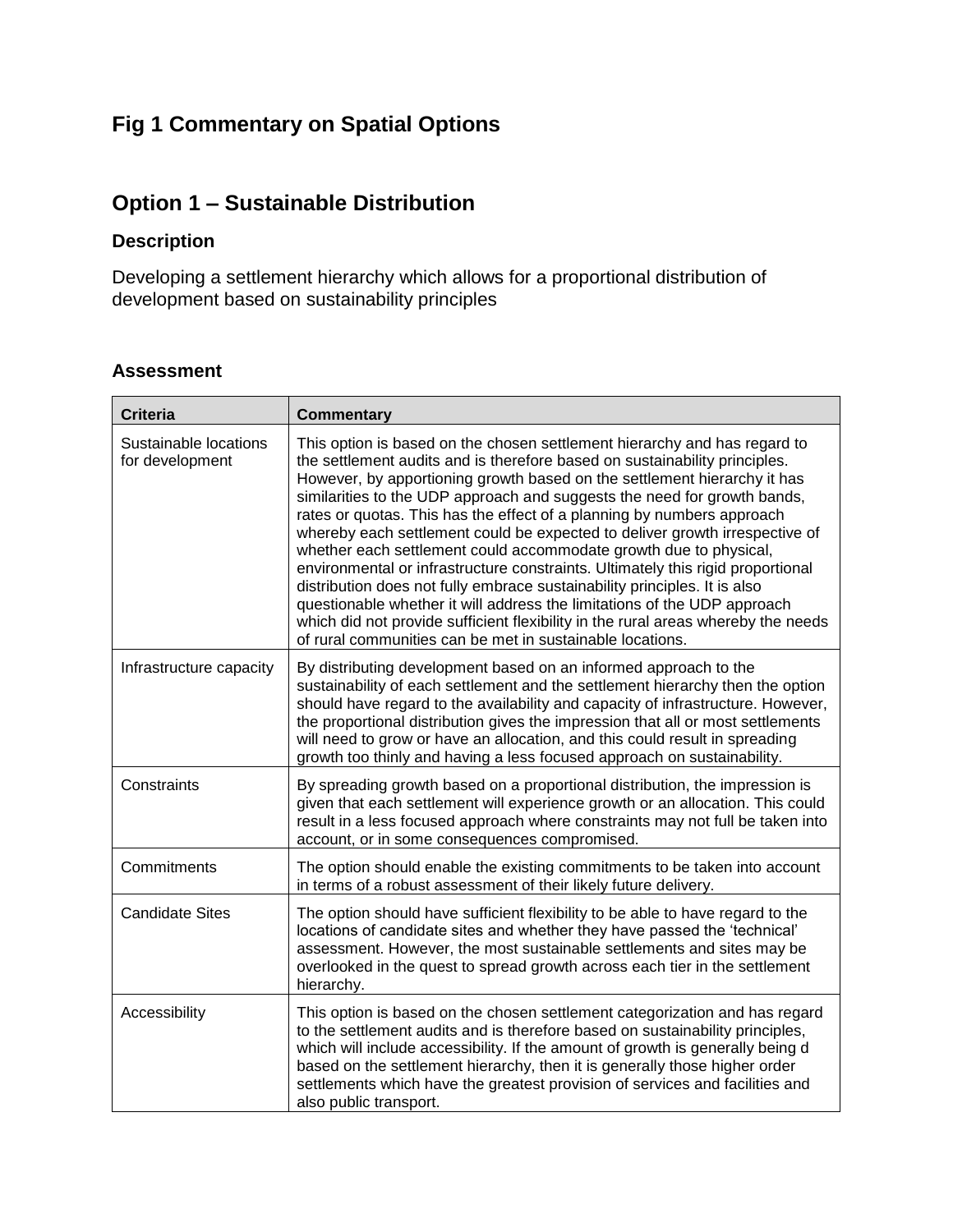# Fig 1 Commentary on Spatial Options

## Option 1 – Sustainable Distribution

### Description

Developing a settlement hierarchy which allows for a proportional distribution of development based on sustainability principles

### Assessment

| Criteria | Commentary |
|---|---|
| Sustainable locations for development | This option is based on the chosen settlement hierarchy and has regard to the settlement audits and is therefore based on sustainability principles. However, by apportioning growth based on the settlement hierarchy it has similarities to the UDP approach and suggests the need for growth bands, rates or quotas. This has the effect of a planning by numbers approach whereby each settlement could be expected to deliver growth irrespective of whether each settlement could accommodate growth due to physical, environmental or infrastructure constraints. Ultimately this rigid proportional distribution does not fully embrace sustainability principles. It is also questionable whether it will address the limitations of the UDP approach which did not provide sufficient flexibility in the rural areas whereby the needs of rural communities can be met in sustainable locations. |
| Infrastructure capacity | By distributing development based on an informed approach to the sustainability of each settlement and the settlement hierarchy then the option should have regard to the availability and capacity of infrastructure. However, the proportional distribution gives the impression that all or most settlements will need to grow or have an allocation, and this could result in spreading growth too thinly and having a less focused approach on sustainability. |
| Constraints | By spreading growth based on a proportional distribution, the impression is given that each settlement will experience growth or an allocation. This could result in a less focused approach where constraints may not full be taken into account, or in some consequences compromised. |
| Commitments | The option should enable the existing commitments to be taken into account in terms of a robust assessment of their likely future delivery. |
| Candidate Sites | The option should have sufficient flexibility to be able to have regard to the locations of candidate sites and whether they have passed the 'technical' assessment. However, the most sustainable settlements and sites may be overlooked in the quest to spread growth across each tier in the settlement hierarchy. |
| Accessibility | This option is based on the chosen settlement categorization and has regard to the settlement audits and is therefore based on sustainability principles, which will include accessibility. If the amount of growth is generally being d based on the settlement hierarchy, then it is generally those higher order settlements which have the greatest provision of services and facilities and also public transport. |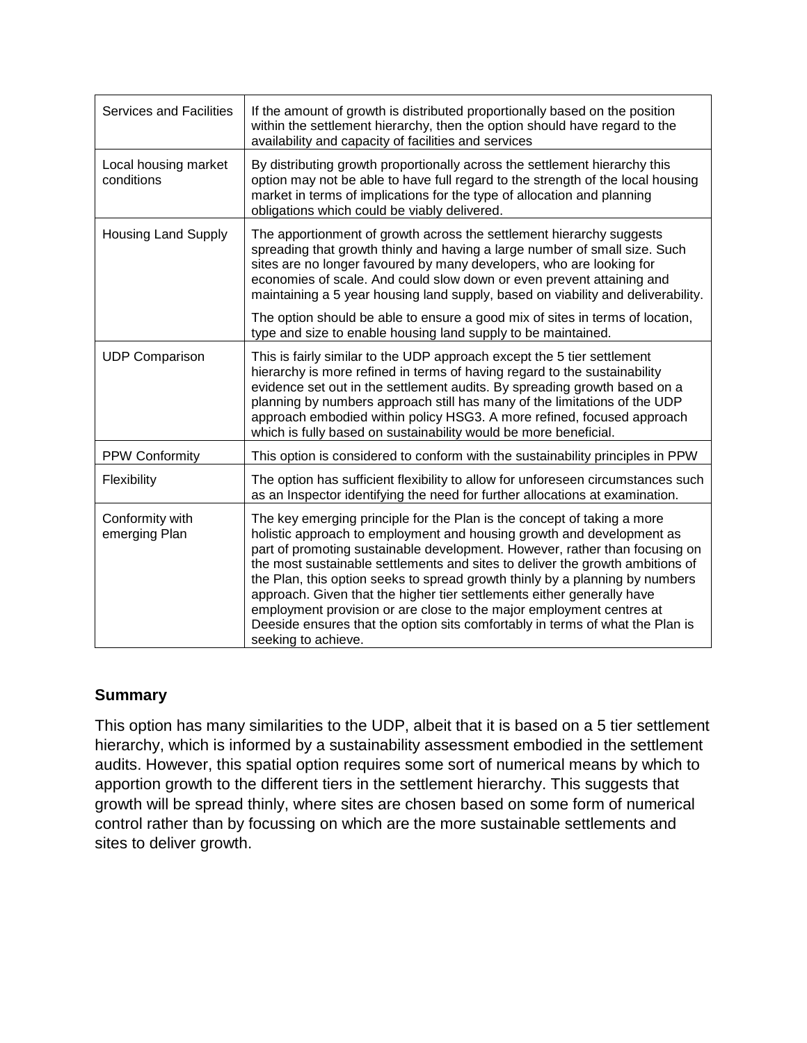| | |
|---|---|
| Services and Facilities | If the amount of growth is distributed proportionally based on the position within the settlement hierarchy, then the option should have regard to the availability and capacity of facilities and services |
| Local housing market conditions | By distributing growth proportionally across the settlement hierarchy this option may not be able to have full regard to the strength of the local housing market in terms of implications for the type of allocation and planning obligations which could be viably delivered. |
| Housing Land Supply | The apportionment of growth across the settlement hierarchy suggests spreading that growth thinly and having a large number of small size. Such sites are no longer favoured by many developers, who are looking for economies of scale. And could slow down or even prevent attaining and maintaining a 5 year housing land supply, based on viability and deliverability.<br><br>The option should be able to ensure a good mix of sites in terms of location, type and size to enable housing land supply to be maintained. |
| UDP Comparison | This is fairly similar to the UDP approach except the 5 tier settlement hierarchy is more refined in terms of having regard to the sustainability evidence set out in the settlement audits. By spreading growth based on a planning by numbers approach still has many of the limitations of the UDP approach embodied within policy HSG3. A more refined, focused approach which is fully based on sustainability would be more beneficial. |
| PPW Conformity | This option is considered to conform with the sustainability principles in PPW |
| Flexibility | The option has sufficient flexibility to allow for unforeseen circumstances such as an Inspector identifying the need for further allocations at examination. |
| Conformity with emerging Plan | The key emerging principle for the Plan is the concept of taking a more holistic approach to employment and housing growth and development as part of promoting sustainable development. However, rather than focusing on the most sustainable settlements and sites to deliver the growth ambitions of the Plan, this option seeks to spread growth thinly by a planning by numbers approach. Given that the higher tier settlements either generally have employment provision or are close to the major employment centres at Deeside ensures that the option sits comfortably in terms of what the Plan is seeking to achieve. |

### Summary

This option has many similarities to the UDP, albeit that it is based on a 5 tier settlement hierarchy, which is informed by a sustainability assessment embodied in the settlement audits. However, this spatial option requires some sort of numerical means by which to apportion growth to the different tiers in the settlement hierarchy. This suggests that growth will be spread thinly, where sites are chosen based on some form of numerical control rather than by focussing on which are the more sustainable settlements and sites to deliver growth.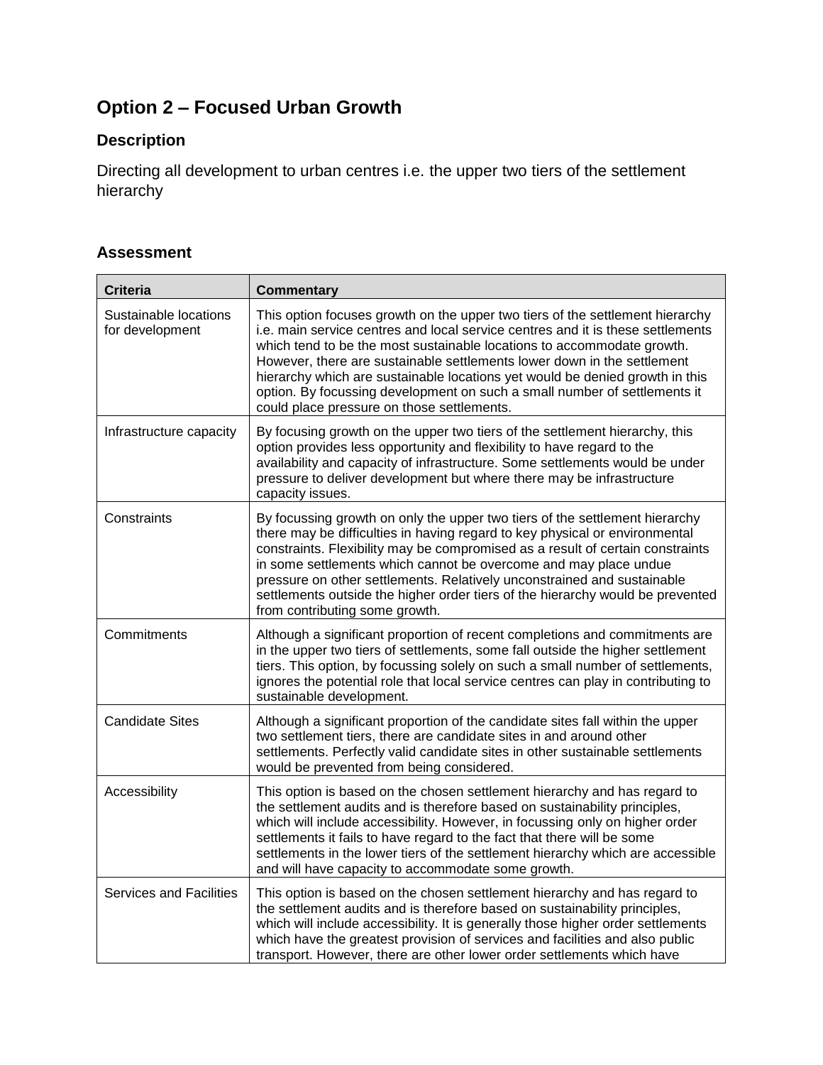## Option 2 – Focused Urban Growth

### Description

Directing all development to urban centres i.e. the upper two tiers of the settlement hierarchy

### Assessment

| Criteria | Commentary |
| --- | --- |
| Sustainable locations for development | This option focuses growth on the upper two tiers of the settlement hierarchy i.e. main service centres and local service centres and it is these settlements which tend to be the most sustainable locations to accommodate growth. However, there are sustainable settlements lower down in the settlement hierarchy which are sustainable locations yet would be denied growth in this option. By focussing development on such a small number of settlements it could place pressure on those settlements. |
| Infrastructure capacity | By focusing growth on the upper two tiers of the settlement hierarchy, this option provides less opportunity and flexibility to have regard to the availability and capacity of infrastructure. Some settlements would be under pressure to deliver development but where there may be infrastructure capacity issues. |
| Constraints | By focussing growth on only the upper two tiers of the settlement hierarchy there may be difficulties in having regard to key physical or environmental constraints. Flexibility may be compromised as a result of certain constraints in some settlements which cannot be overcome and may place undue pressure on other settlements. Relatively unconstrained and sustainable settlements outside the higher order tiers of the hierarchy would be prevented from contributing some growth. |
| Commitments | Although a significant proportion of recent completions and commitments are in the upper two tiers of settlements, some fall outside the higher settlement tiers. This option, by focussing solely on such a small number of settlements, ignores the potential role that local service centres can play in contributing to sustainable development. |
| Candidate Sites | Although a significant proportion of the candidate sites fall within the upper two settlement tiers, there are candidate sites in and around other settlements. Perfectly valid candidate sites in other sustainable settlements would be prevented from being considered. |
| Accessibility | This option is based on the chosen settlement hierarchy and has regard to the settlement audits and is therefore based on sustainability principles, which will include accessibility. However, in focussing only on higher order settlements it fails to have regard to the fact that there will be some settlements in the lower tiers of the settlement hierarchy which are accessible and will have capacity to accommodate some growth. |
| Services and Facilities | This option is based on the chosen settlement hierarchy and has regard to the settlement audits and is therefore based on sustainability principles, which will include accessibility. It is generally those higher order settlements which have the greatest provision of services and facilities and also public transport. However, there are other lower order settlements which have |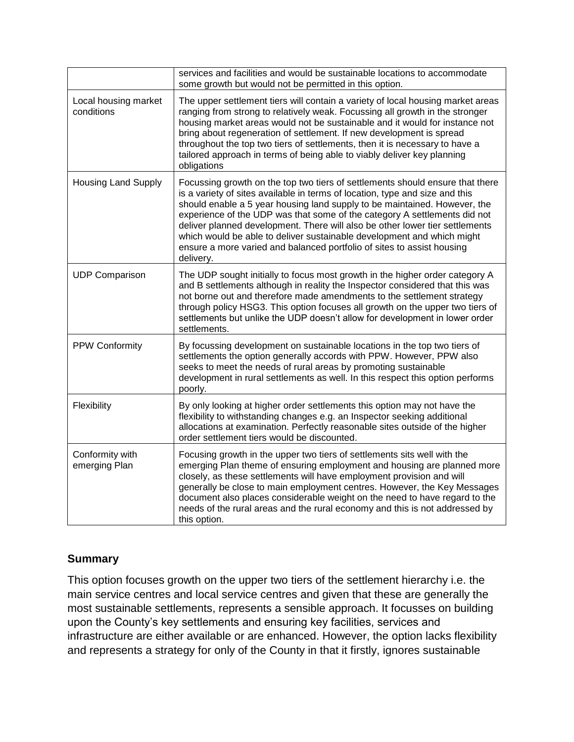| | |
|---|---|
| | services and facilities and would be sustainable locations to accommodate some growth but would not be permitted in this option. |
| Local housing market conditions | The upper settlement tiers will contain a variety of local housing market areas ranging from strong to relatively weak. Focussing all growth in the stronger housing market areas would not be sustainable and it would for instance not bring about regeneration of settlement. If new development is spread throughout the top two tiers of settlements, then it is necessary to have a tailored approach in terms of being able to viably deliver key planning obligations |
| Housing Land Supply | Focussing growth on the top two tiers of settlements should ensure that there is a variety of sites available in terms of location, type and size and this should enable a 5 year housing land supply to be maintained. However, the experience of the UDP was that some of the category A settlements did not deliver planned development. There will also be other lower tier settlements which would be able to deliver sustainable development and which might ensure a more varied and balanced portfolio of sites to assist housing delivery. |
| UDP Comparison | The UDP sought initially to focus most growth in the higher order category A and B settlements although in reality the Inspector considered that this was not borne out and therefore made amendments to the settlement strategy through policy HSG3. This option focuses all growth on the upper two tiers of settlements but unlike the UDP doesn't allow for development in lower order settlements. |
| PPW Conformity | By focussing development on sustainable locations in the top two tiers of settlements the option generally accords with PPW. However, PPW also seeks to meet the needs of rural areas by promoting sustainable development in rural settlements as well. In this respect this option performs poorly. |
| Flexibility | By only looking at higher order settlements this option may not have the flexibility to withstanding changes e.g. an Inspector seeking additional allocations at examination. Perfectly reasonable sites outside of the higher order settlement tiers would be discounted. |
| Conformity with emerging Plan | Focusing growth in the upper two tiers of settlements sits well with the emerging Plan theme of ensuring employment and housing are planned more closely, as these settlements will have employment provision and will generally be close to main employment centres. However, the Key Messages document also places considerable weight on the need to have regard to the needs of the rural areas and the rural economy and this is not addressed by this option. |

**Summary**

This option focuses growth on the upper two tiers of the settlement hierarchy i.e. the main service centres and local service centres and given that these are generally the most sustainable settlements, represents a sensible approach. It focusses on building upon the County's key settlements and ensuring key facilities, services and infrastructure are either available or are enhanced. However, the option lacks flexibility and represents a strategy for only of the County in that it firstly, ignores sustainable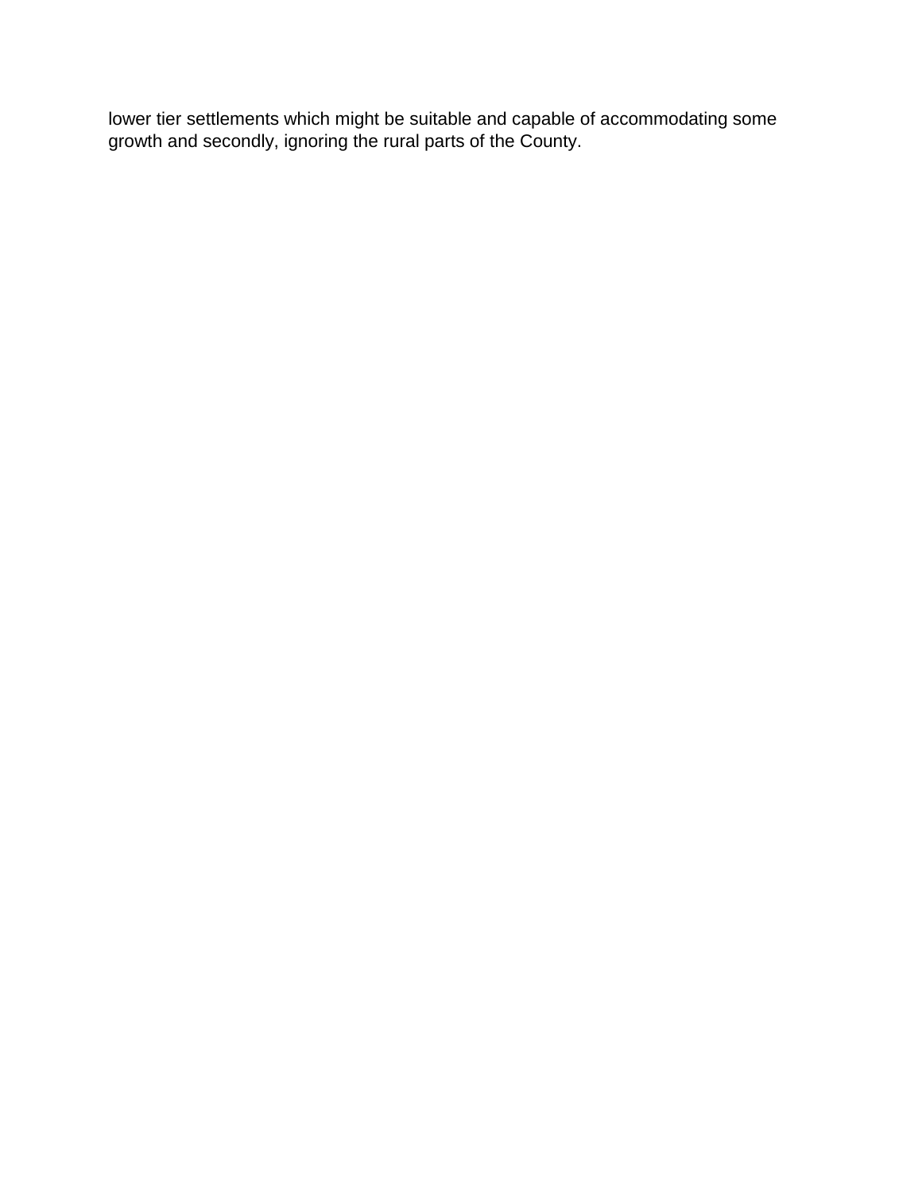lower tier settlements which might be suitable and capable of accommodating some growth and secondly, ignoring the rural parts of the County.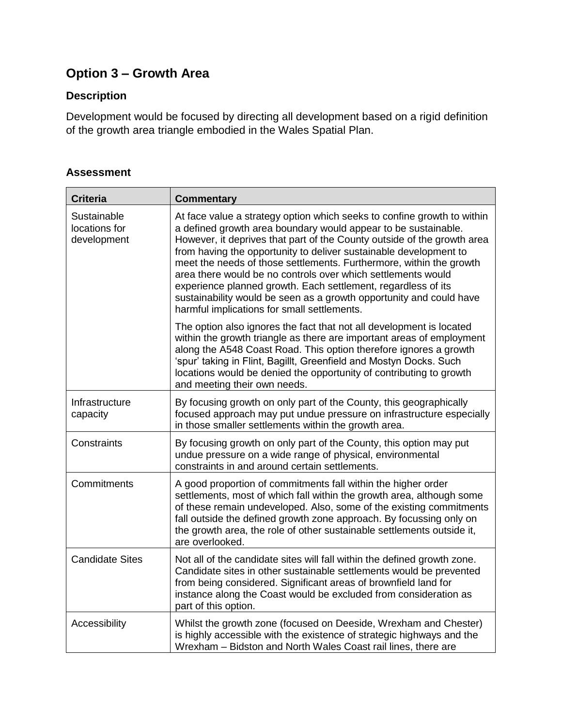## Option 3 – Growth Area

### Description

Development would be focused by directing all development based on a rigid definition of the growth area triangle embodied in the Wales Spatial Plan.

### Assessment

| Criteria | Commentary |
|---|---|
| Sustainable locations for development | At face value a strategy option which seeks to confine growth to within a defined growth area boundary would appear to be sustainable. However, it deprives that part of the County outside of the growth area from having the opportunity to deliver sustainable development to meet the needs of those settlements. Furthermore, within the growth area there would be no controls over which settlements would experience planned growth. Each settlement, regardless of its sustainability would be seen as a growth opportunity and could have harmful implications for small settlements.<br><br>The option also ignores the fact that not all development is located within the growth triangle as there are important areas of employment along the A548 Coast Road. This option therefore ignores a growth 'spur' taking in Flint, Bagillt, Greenfield and Mostyn Docks. Such locations would be denied the opportunity of contributing to growth and meeting their own needs. |
| Infrastructure capacity | By focusing growth on only part of the County, this geographically focused approach may put undue pressure on infrastructure especially in those smaller settlements within the growth area. |
| Constraints | By focusing growth on only part of the County, this option may put undue pressure on a wide range of physical, environmental constraints in and around certain settlements. |
| Commitments | A good proportion of commitments fall within the higher order settlements, most of which fall within the growth area, although some of these remain undeveloped. Also, some of the existing commitments fall outside the defined growth zone approach. By focussing only on the growth area, the role of other sustainable settlements outside it, are overlooked. |
| Candidate Sites | Not all of the candidate sites will fall within the defined growth zone. Candidate sites in other sustainable settlements would be prevented from being considered. Significant areas of brownfield land for instance along the Coast would be excluded from consideration as part of this option. |
| Accessibility | Whilst the growth zone (focused on Deeside, Wrexham and Chester) is highly accessible with the existence of strategic highways and the Wrexham – Bidston and North Wales Coast rail lines, there are |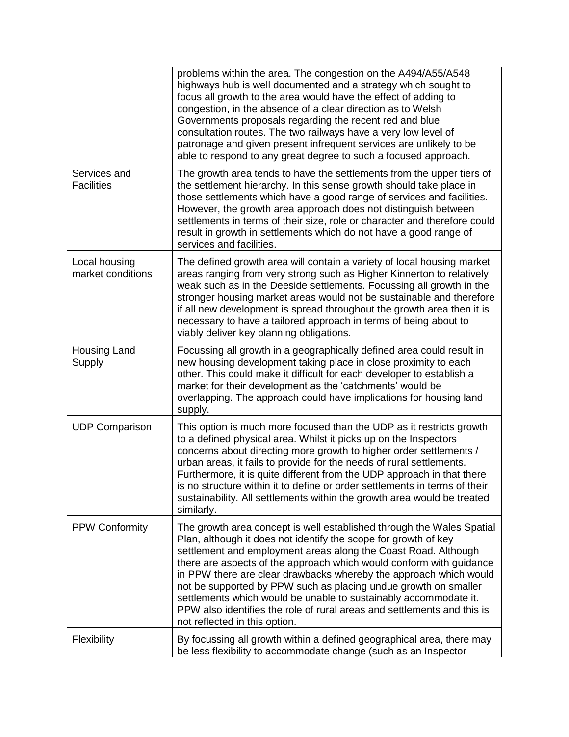| | |
|---|---|
| | problems within the area. The congestion on the A494/A55/A548 highways hub is well documented and a strategy which sought to focus all growth to the area would have the effect of adding to congestion, in the absence of a clear direction as to Welsh Governments proposals regarding the recent red and blue consultation routes. The two railways have a very low level of patronage and given present infrequent services are unlikely to be able to respond to any great degree to such a focused approach. |
| Services and Facilities | The growth area tends to have the settlements from the upper tiers of the settlement hierarchy. In this sense growth should take place in those settlements which have a good range of services and facilities. However, the growth area approach does not distinguish between settlements in terms of their size, role or character and therefore could result in growth in settlements which do not have a good range of services and facilities. |
| Local housing market conditions | The defined growth area will contain a variety of local housing market areas ranging from very strong such as Higher Kinnerton to relatively weak such as in the Deeside settlements. Focussing all growth in the stronger housing market areas would not be sustainable and therefore if all new development is spread throughout the growth area then it is necessary to have a tailored approach in terms of being about to viably deliver key planning obligations. |
| Housing Land Supply | Focussing all growth in a geographically defined area could result in new housing development taking place in close proximity to each other. This could make it difficult for each developer to establish a market for their development as the 'catchments' would be overlapping. The approach could have implications for housing land supply. |
| UDP Comparison | This option is much more focused than the UDP as it restricts growth to a defined physical area. Whilst it picks up on the Inspectors concerns about directing more growth to higher order settlements / urban areas, it fails to provide for the needs of rural settlements. Furthermore, it is quite different from the UDP approach in that there is no structure within it to define or order settlements in terms of their sustainability. All settlements within the growth area would be treated similarly. |
| PPW Conformity | The growth area concept is well established through the Wales Spatial Plan, although it does not identify the scope for growth of key settlement and employment areas along the Coast Road. Although there are aspects of the approach which would conform with guidance in PPW there are clear drawbacks whereby the approach which would not be supported by PPW such as placing undue growth on smaller settlements which would be unable to sustainably accommodate it. PPW also identifies the role of rural areas and settlements and this is not reflected in this option. |
| Flexibility | By focussing all growth within a defined geographical area, there may be less flexibility to accommodate change (such as an Inspector |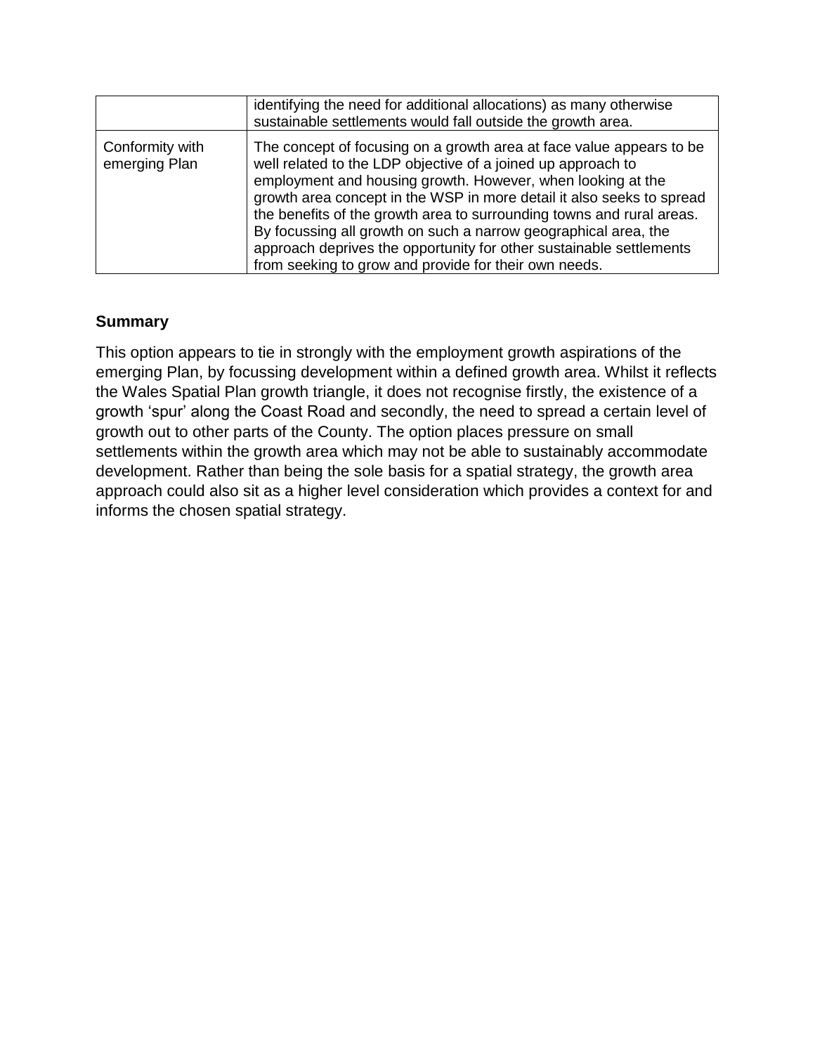|  |  |
| --- | --- |
|  | identifying the need for additional allocations) as many otherwise sustainable settlements would fall outside the growth area. |
| Conformity with emerging Plan | The concept of focusing on a growth area at face value appears to be well related to the LDP objective of a joined up approach to employment and housing growth. However, when looking at the growth area concept in the WSP in more detail it also seeks to spread the benefits of the growth area to surrounding towns and rural areas. By focussing all growth on such a narrow geographical area, the approach deprives the opportunity for other sustainable settlements from seeking to grow and provide for their own needs. |

**Summary**

This option appears to tie in strongly with the employment growth aspirations of the emerging Plan, by focussing development within a defined growth area. Whilst it reflects the Wales Spatial Plan growth triangle, it does not recognise firstly, the existence of a growth 'spur' along the Coast Road and secondly, the need to spread a certain level of growth out to other parts of the County. The option places pressure on small settlements within the growth area which may not be able to sustainably accommodate development. Rather than being the sole basis for a spatial strategy, the growth area approach could also sit as a higher level consideration which provides a context for and informs the chosen spatial strategy.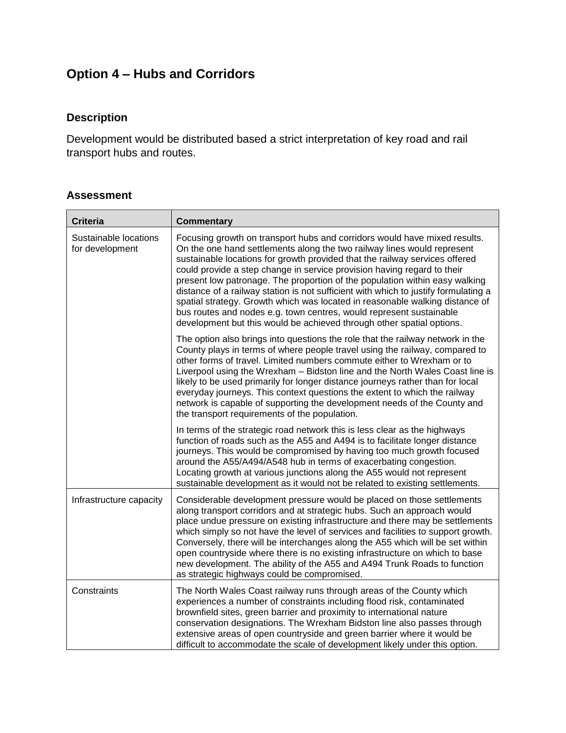## Option 4 – Hubs and Corridors

### Description

Development would be distributed based a strict interpretation of key road and rail transport hubs and routes.

### Assessment

| Criteria | Commentary |
|---|---|
| Sustainable locations for development | Focusing growth on transport hubs and corridors would have mixed results. On the one hand settlements along the two railway lines would represent sustainable locations for growth provided that the railway services offered could provide a step change in service provision having regard to their present low patronage. The proportion of the population within easy walking distance of a railway station is not sufficient with which to justify formulating a spatial strategy. Growth which was located in reasonable walking distance of bus routes and nodes e.g. town centres, would represent sustainable development but this would be achieved through other spatial options.<br><br>The option also brings into questions the role that the railway network in the County plays in terms of where people travel using the railway, compared to other forms of travel. Limited numbers commute either to Wrexham or to Liverpool using the Wrexham – Bidston line and the North Wales Coast line is likely to be used primarily for longer distance journeys rather than for local everyday journeys. This context questions the extent to which the railway network is capable of supporting the development needs of the County and the transport requirements of the population.<br><br>In terms of the strategic road network this is less clear as the highways function of roads such as the A55 and A494 is to facilitate longer distance journeys. This would be compromised by having too much growth focused around the A55/A494/A548 hub in terms of exacerbating congestion. Locating growth at various junctions along the A55 would not represent sustainable development as it would not be related to existing settlements. |
| Infrastructure capacity | Considerable development pressure would be placed on those settlements along transport corridors and at strategic hubs. Such an approach would place undue pressure on existing infrastructure and there may be settlements which simply so not have the level of services and facilities to support growth. Conversely, there will be interchanges along the A55 which will be set within open countryside where there is no existing infrastructure on which to base new development. The ability of the A55 and A494 Trunk Roads to function as strategic highways could be compromised. |
| Constraints | The North Wales Coast railway runs through areas of the County which experiences a number of constraints including flood risk, contaminated brownfield sites, green barrier and proximity to international nature conservation designations. The Wrexham Bidston line also passes through extensive areas of open countryside and green barrier where it would be difficult to accommodate the scale of development likely under this option. |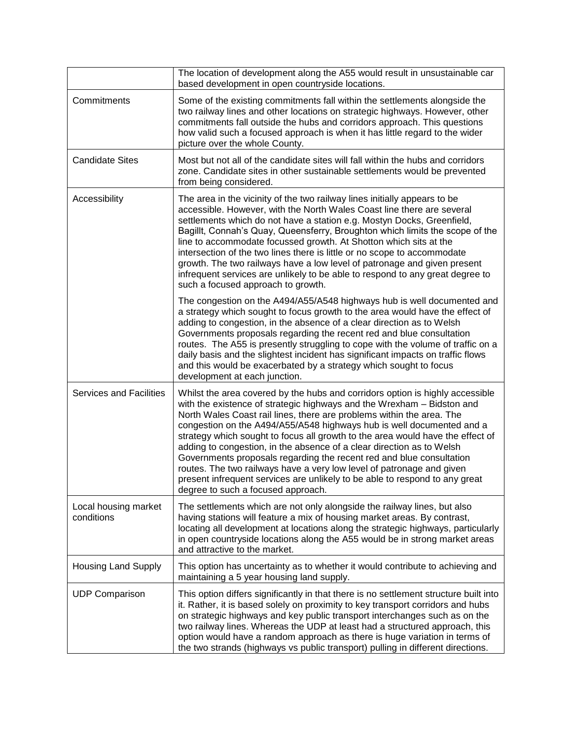| | |
|---|---|
| | The location of development along the A55 would result in unsustainable car based development in open countryside locations. |
| Commitments | Some of the existing commitments fall within the settlements alongside the two railway lines and other locations on strategic highways. However, other commitments fall outside the hubs and corridors approach. This questions how valid such a focused approach is when it has little regard to the wider picture over the whole County. |
| Candidate Sites | Most but not all of the candidate sites will fall within the hubs and corridors zone. Candidate sites in other sustainable settlements would be prevented from being considered. |
| Accessibility | The area in the vicinity of the two railway lines initially appears to be accessible. However, with the North Wales Coast line there are several settlements which do not have a station e.g. Mostyn Docks, Greenfield, Bagillt, Connah's Quay, Queensferry, Broughton which limits the scope of the line to accommodate focussed growth. At Shotton which sits at the intersection of the two lines there is little or no scope to accommodate growth. The two railways have a low level of patronage and given present infrequent services are unlikely to be able to respond to any great degree to such a focused approach to growth.<br><br>The congestion on the A494/A55/A548 highways hub is well documented and a strategy which sought to focus growth to the area would have the effect of adding to congestion, in the absence of a clear direction as to Welsh Governments proposals regarding the recent red and blue consultation routes. The A55 is presently struggling to cope with the volume of traffic on a daily basis and the slightest incident has significant impacts on traffic flows and this would be exacerbated by a strategy which sought to focus development at each junction. |
| Services and Facilities | Whilst the area covered by the hubs and corridors option is highly accessible with the existence of strategic highways and the Wrexham – Bidston and North Wales Coast rail lines, there are problems within the area. The congestion on the A494/A55/A548 highways hub is well documented and a strategy which sought to focus all growth to the area would have the effect of adding to congestion, in the absence of a clear direction as to Welsh Governments proposals regarding the recent red and blue consultation routes. The two railways have a very low level of patronage and given present infrequent services are unlikely to be able to respond to any great degree to such a focused approach. |
| Local housing market conditions | The settlements which are not only alongside the railway lines, but also having stations will feature a mix of housing market areas. By contrast, locating all development at locations along the strategic highways, particularly in open countryside locations along the A55 would be in strong market areas and attractive to the market. |
| Housing Land Supply | This option has uncertainty as to whether it would contribute to achieving and maintaining a 5 year housing land supply. |
| UDP Comparison | This option differs significantly in that there is no settlement structure built into it. Rather, it is based solely on proximity to key transport corridors and hubs on strategic highways and key public transport interchanges such as on the two railway lines. Whereas the UDP at least had a structured approach, this option would have a random approach as there is huge variation in terms of the two strands (highways vs public transport) pulling in different directions. |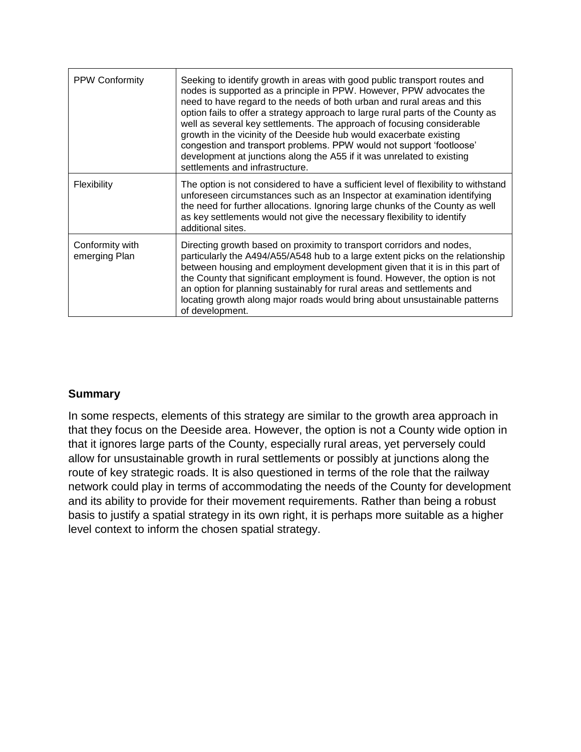| PPW Conformity | Seeking to identify growth in areas with good public transport routes and nodes is supported as a principle in PPW. However, PPW advocates the need to have regard to the needs of both urban and rural areas and this option fails to offer a strategy approach to large rural parts of the County as well as several key settlements. The approach of focusing considerable growth in the vicinity of the Deeside hub would exacerbate existing congestion and transport problems. PPW would not support 'footloose' development at junctions along the A55 if it was unrelated to existing settlements and infrastructure. |
|---|---|
| Flexibility | The option is not considered to have a sufficient level of flexibility to withstand unforeseen circumstances such as an Inspector at examination identifying the need for further allocations. Ignoring large chunks of the County as well as key settlements would not give the necessary flexibility to identify additional sites. |
| Conformity with emerging Plan | Directing growth based on proximity to transport corridors and nodes, particularly the A494/A55/A548 hub to a large extent picks on the relationship between housing and employment development given that it is in this part of the County that significant employment is found. However, the option is not an option for planning sustainably for rural areas and settlements and locating growth along major roads would bring about unsustainable patterns of development. |

**Summary**

In some respects, elements of this strategy are similar to the growth area approach in that they focus on the Deeside area. However, the option is not a County wide option in that it ignores large parts of the County, especially rural areas, yet perversely could allow for unsustainable growth in rural settlements or possibly at junctions along the route of key strategic roads. It is also questioned in terms of the role that the railway network could play in terms of accommodating the needs of the County for development and its ability to provide for their movement requirements. Rather than being a robust basis to justify a spatial strategy in its own right, it is perhaps more suitable as a higher level context to inform the chosen spatial strategy.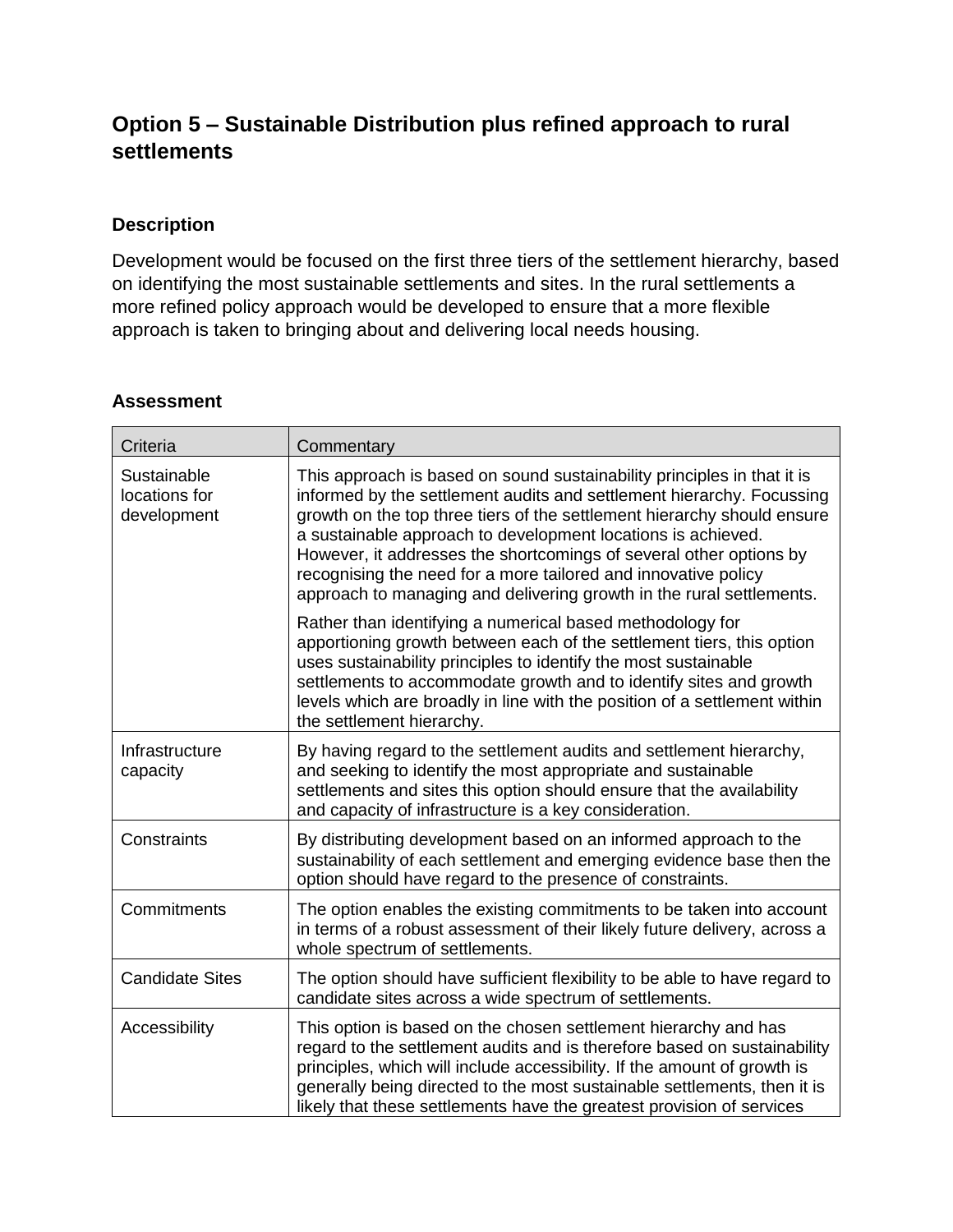## Option 5 – Sustainable Distribution plus refined approach to rural settlements

### Description

Development would be focused on the first three tiers of the settlement hierarchy, based on identifying the most sustainable settlements and sites. In the rural settlements a more refined policy approach would be developed to ensure that a more flexible approach is taken to bringing about and delivering local needs housing.

### Assessment

| Criteria | Commentary |
|---|---|
| Sustainable locations for development | This approach is based on sound sustainability principles in that it is informed by the settlement audits and settlement hierarchy. Focussing growth on the top three tiers of the settlement hierarchy should ensure a sustainable approach to development locations is achieved. However, it addresses the shortcomings of several other options by recognising the need for a more tailored and innovative policy approach to managing and delivering growth in the rural settlements.<br><br>Rather than identifying a numerical based methodology for apportioning growth between each of the settlement tiers, this option uses sustainability principles to identify the most sustainable settlements to accommodate growth and to identify sites and growth levels which are broadly in line with the position of a settlement within the settlement hierarchy. |
| Infrastructure capacity | By having regard to the settlement audits and settlement hierarchy, and seeking to identify the most appropriate and sustainable settlements and sites this option should ensure that the availability and capacity of infrastructure is a key consideration. |
| Constraints | By distributing development based on an informed approach to the sustainability of each settlement and emerging evidence base then the option should have regard to the presence of constraints. |
| Commitments | The option enables the existing commitments to be taken into account in terms of a robust assessment of their likely future delivery, across a whole spectrum of settlements. |
| Candidate Sites | The option should have sufficient flexibility to be able to have regard to candidate sites across a wide spectrum of settlements. |
| Accessibility | This option is based on the chosen settlement hierarchy and has regard to the settlement audits and is therefore based on sustainability principles, which will include accessibility. If the amount of growth is generally being directed to the most sustainable settlements, then it is likely that these settlements have the greatest provision of services |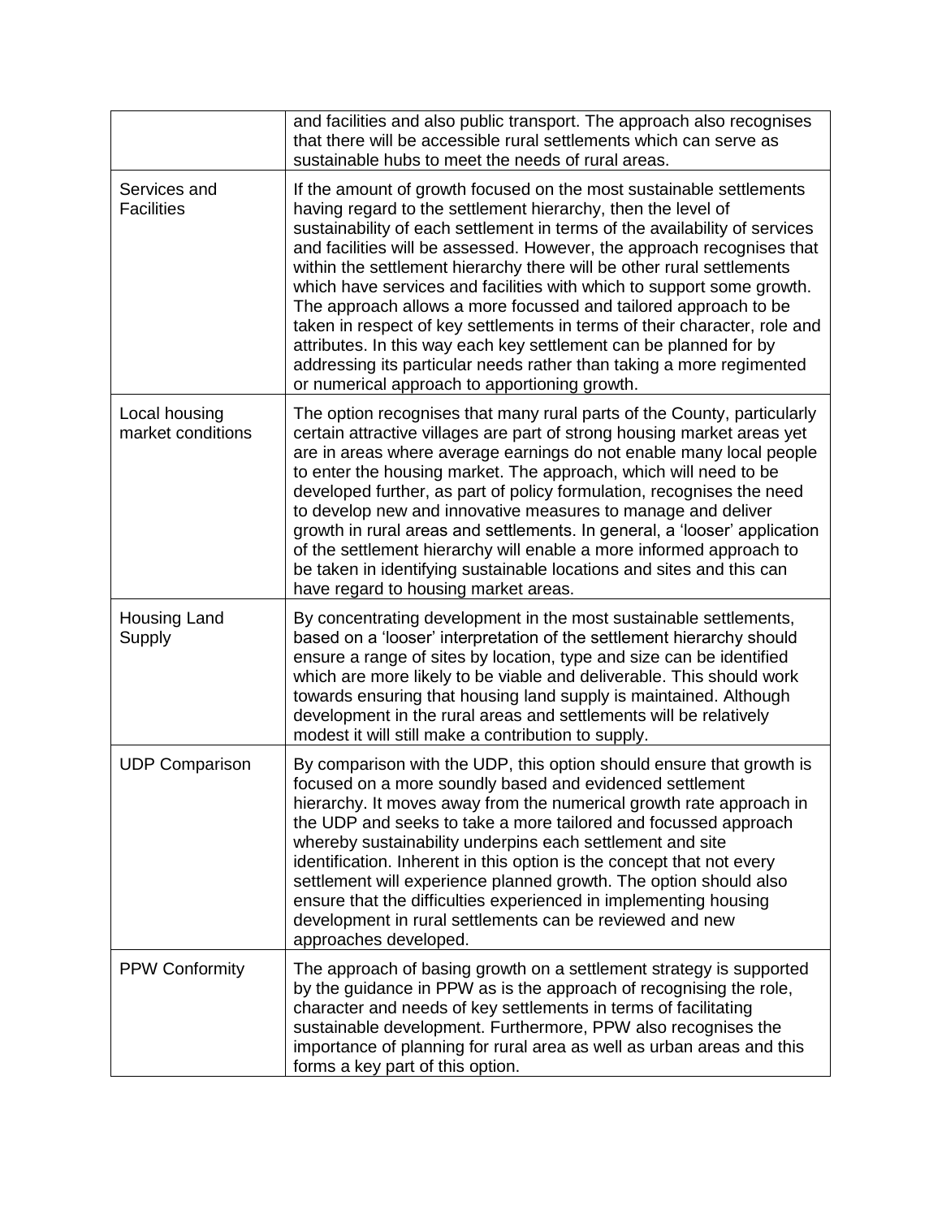| | |
|---|---|
| | and facilities and also public transport. The approach also recognises that there will be accessible rural settlements which can serve as sustainable hubs to meet the needs of rural areas. |
| Services and Facilities | If the amount of growth focused on the most sustainable settlements having regard to the settlement hierarchy, then the level of sustainability of each settlement in terms of the availability of services and facilities will be assessed. However, the approach recognises that within the settlement hierarchy there will be other rural settlements which have services and facilities with which to support some growth. The approach allows a more focussed and tailored approach to be taken in respect of key settlements in terms of their character, role and attributes. In this way each key settlement can be planned for by addressing its particular needs rather than taking a more regimented or numerical approach to apportioning growth. |
| Local housing market conditions | The option recognises that many rural parts of the County, particularly certain attractive villages are part of strong housing market areas yet are in areas where average earnings do not enable many local people to enter the housing market. The approach, which will need to be developed further, as part of policy formulation, recognises the need to develop new and innovative measures to manage and deliver growth in rural areas and settlements. In general, a 'looser' application of the settlement hierarchy will enable a more informed approach to be taken in identifying sustainable locations and sites and this can have regard to housing market areas. |
| Housing Land Supply | By concentrating development in the most sustainable settlements, based on a 'looser' interpretation of the settlement hierarchy should ensure a range of sites by location, type and size can be identified which are more likely to be viable and deliverable. This should work towards ensuring that housing land supply is maintained. Although development in the rural areas and settlements will be relatively modest it will still make a contribution to supply. |
| UDP Comparison | By comparison with the UDP, this option should ensure that growth is focused on a more soundly based and evidenced settlement hierarchy. It moves away from the numerical growth rate approach in the UDP and seeks to take a more tailored and focussed approach whereby sustainability underpins each settlement and site identification. Inherent in this option is the concept that not every settlement will experience planned growth. The option should also ensure that the difficulties experienced in implementing housing development in rural settlements can be reviewed and new approaches developed. |
| PPW Conformity | The approach of basing growth on a settlement strategy is supported by the guidance in PPW as is the approach of recognising the role, character and needs of key settlements in terms of facilitating sustainable development. Furthermore, PPW also recognises the importance of planning for rural area as well as urban areas and this forms a key part of this option. |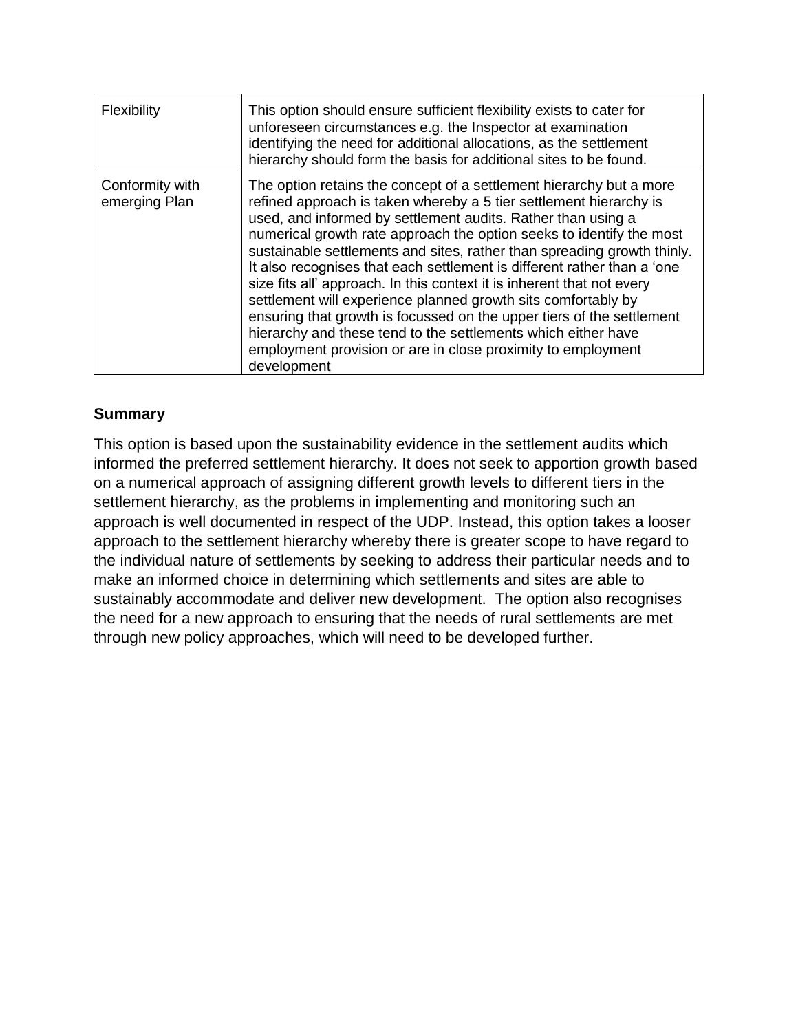| | |
|---|---|
| Flexibility | This option should ensure sufficient flexibility exists to cater for unforeseen circumstances e.g. the Inspector at examination identifying the need for additional allocations, as the settlement hierarchy should form the basis for additional sites to be found. |
| Conformity with emerging Plan | The option retains the concept of a settlement hierarchy but a more refined approach is taken whereby a 5 tier settlement hierarchy is used, and informed by settlement audits. Rather than using a numerical growth rate approach the option seeks to identify the most sustainable settlements and sites, rather than spreading growth thinly. It also recognises that each settlement is different rather than a 'one size fits all' approach. In this context it is inherent that not every settlement will experience planned growth sits comfortably by ensuring that growth is focussed on the upper tiers of the settlement hierarchy and these tend to the settlements which either have employment provision or are in close proximity to employment development |

**Summary**

This option is based upon the sustainability evidence in the settlement audits which informed the preferred settlement hierarchy. It does not seek to apportion growth based on a numerical approach of assigning different growth levels to different tiers in the settlement hierarchy, as the problems in implementing and monitoring such an approach is well documented in respect of the UDP. Instead, this option takes a looser approach to the settlement hierarchy whereby there is greater scope to have regard to the individual nature of settlements by seeking to address their particular needs and to make an informed choice in determining which settlements and sites are able to sustainably accommodate and deliver new development. The option also recognises the need for a new approach to ensuring that the needs of rural settlements are met through new policy approaches, which will need to be developed further.